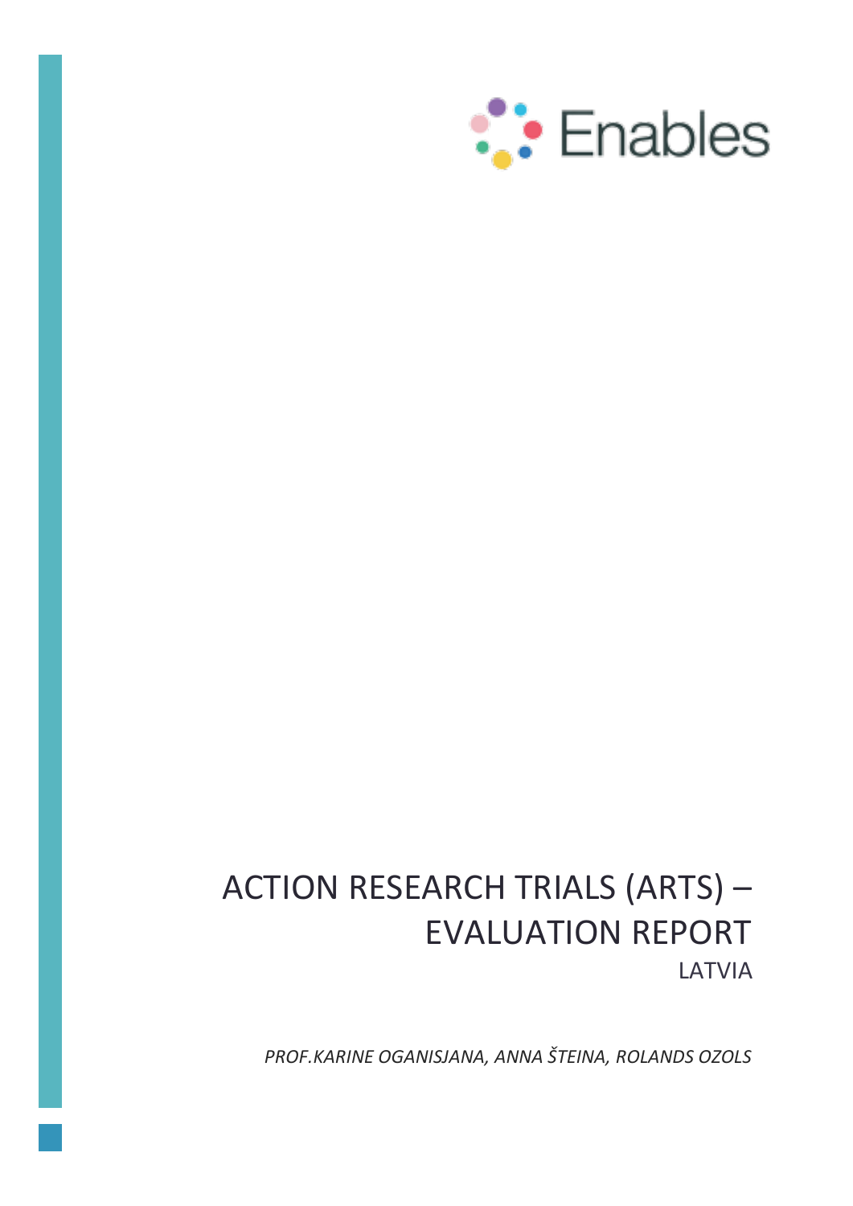Enables

# ACTION RESEARCH TRIALS (ARTS) – EVALUATION REPORT

LATVIA

*PROF.KARINE OGANISJANA, ANNA ŠTEINA, ROLANDS OZOLS*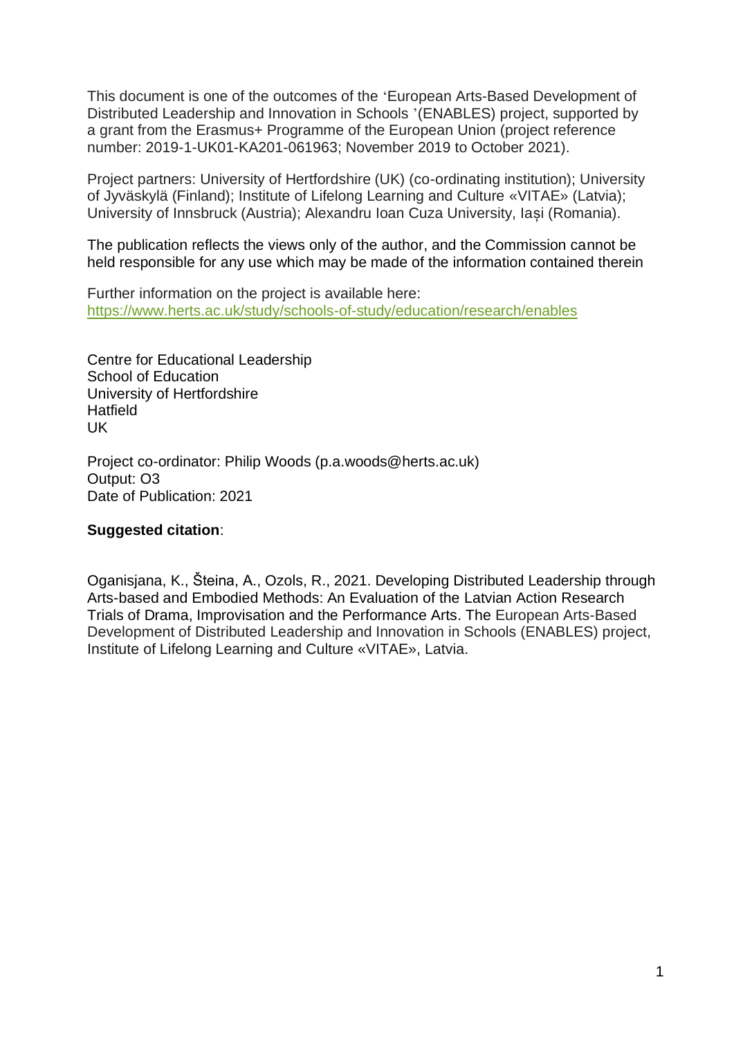This document is one of the outcomes of the 'European Arts-Based Development of Distributed Leadership and Innovation in Schools '(ENABLES) project, supported by a grant from the Erasmus+ Programme of the European Union (project reference number: 2019-1-UK01-KA201-061963; November 2019 to October 2021).

Project partners: University of Hertfordshire (UK) (co-ordinating institution); University of Jyväskylä (Finland); Institute of Lifelong Learning and Culture «VITAE» (Latvia); University of Innsbruck (Austria); Alexandru Ioan Cuza University, Iași (Romania).

The publication reflects the views only of the author, and the Commission cannot be held responsible for any use which may be made of the information contained therein

Further information on the project is available here:
https://www.herts.ac.uk/study/schools-of-study/education/research/enables

Centre for Educational Leadership
School of Education
University of Hertfordshire
Hatfield
UK

Project co-ordinator: Philip Woods (p.a.woods@herts.ac.uk)
Output: O3
Date of Publication: 2021

**Suggested citation**:

Oganisjana, K., Šteina, A., Ozols, R., 2021. Developing Distributed Leadership through Arts-based and Embodied Methods: An Evaluation of the Latvian Action Research Trials of Drama, Improvisation and the Performance Arts. The European Arts-Based Development of Distributed Leadership and Innovation in Schools (ENABLES) project, Institute of Lifelong Learning and Culture «VITAE», Latvia.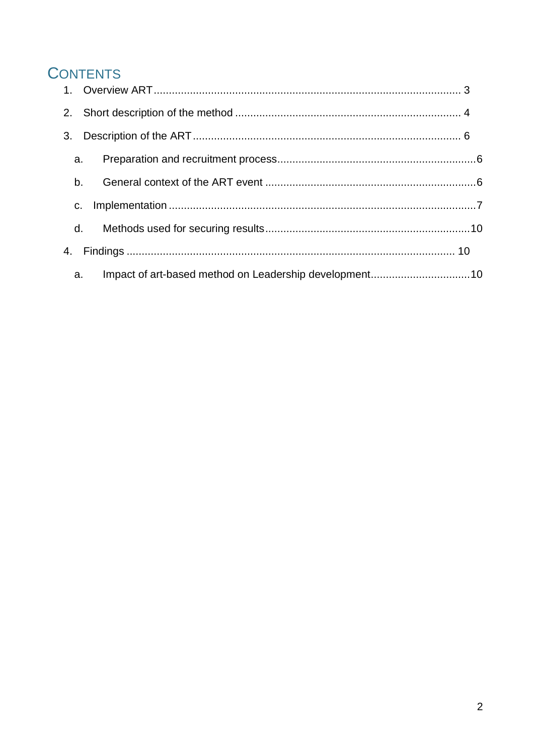# CONTENTS

1. Overview ART ..................................................................................................... 3
2. Short description of the method ........................................................................... 4
3. Description of the ART ......................................................................................... 6
   a. Preparation and recruitment process .................................................................. 6
   b. General context of the ART event ...................................................................... 6
   c. Implementation ..................................................................................................... 7
   d. Methods used for securing results ..................................................................... 10
4. Findings ............................................................................................................ 10
   a. Impact of art-based method on Leadership development ................................. 10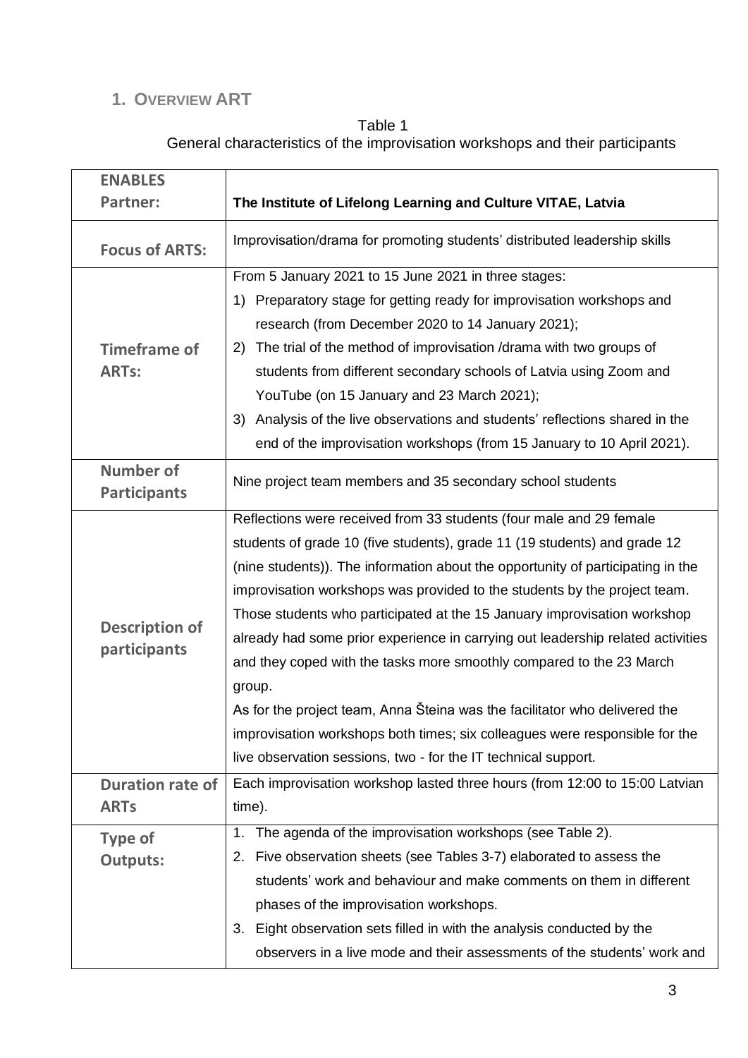## 1. Overview ART

Table 1
General characteristics of the improvisation workshops and their participants

| **ENABLES Partner:** | **The Institute of Lifelong Learning and Culture VITAE, Latvia** |
|---|---|
| **Focus of ARTS:** | Improvisation/drama for promoting students' distributed leadership skills |
| **Timeframe of ARTs:** | From 5 January 2021 to 15 June 2021 in three stages:<br>1) Preparatory stage for getting ready for improvisation workshops and research (from December 2020 to 14 January 2021);<br>2) The trial of the method of improvisation /drama with two groups of students from different secondary schools of Latvia using Zoom and YouTube (on 15 January and 23 March 2021);<br>3) Analysis of the live observations and students' reflections shared in the end of the improvisation workshops (from 15 January to 10 April 2021). |
| **Number of Participants** | Nine project team members and 35 secondary school students |
| **Description of participants** | Reflections were received from 33 students (four male and 29 female students of grade 10 (five students), grade 11 (19 students) and grade 12 (nine students)). The information about the opportunity of participating in the improvisation workshops was provided to the students by the project team. Those students who participated at the 15 January improvisation workshop already had some prior experience in carrying out leadership related activities and they coped with the tasks more smoothly compared to the 23 March group.<br>As for the project team, Anna Šteina was the facilitator who delivered the improvisation workshops both times; six colleagues were responsible for the live observation sessions, two - for the IT technical support. |
| **Duration rate of ARTs** | Each improvisation workshop lasted three hours (from 12:00 to 15:00 Latvian time). |
| **Type of Outputs:** | 1. The agenda of the improvisation workshops (see Table 2).<br>2. Five observation sheets (see Tables 3-7) elaborated to assess the students' work and behaviour and make comments on them in different phases of the improvisation workshops.<br>3. Eight observation sets filled in with the analysis conducted by the observers in a live mode and their assessments of the students' work and |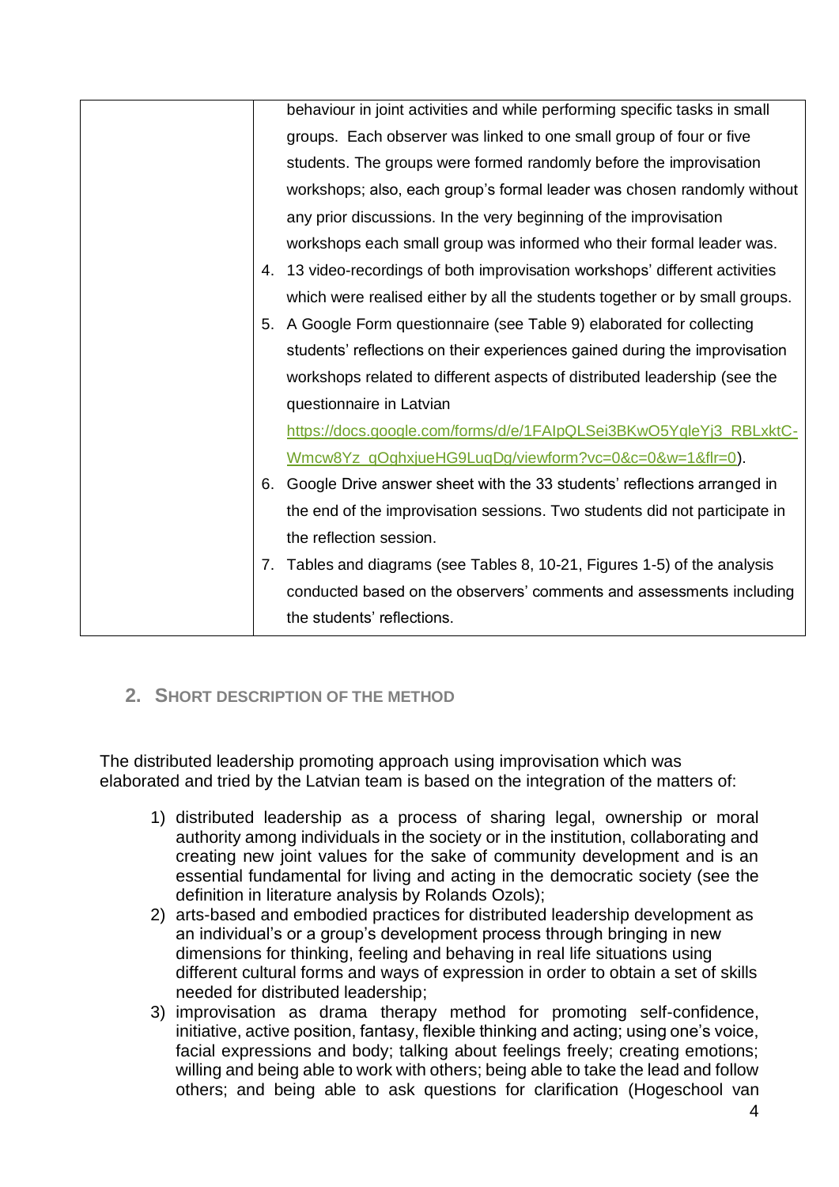|  | behaviour in joint activities and while performing specific tasks in small groups. Each observer was linked to one small group of four or five students. The groups were formed randomly before the improvisation workshops; also, each group's formal leader was chosen randomly without any prior discussions. In the very beginning of the improvisation workshops each small group was informed who their formal leader was.<br>4. 13 video-recordings of both improvisation workshops' different activities which were realised either by all the students together or by small groups.<br>5. A Google Form questionnaire (see Table 9) elaborated for collecting students' reflections on their experiences gained during the improvisation workshops related to different aspects of distributed leadership (see the questionnaire in Latvian [https://docs.google.com/forms/d/e/1FAIpQLSei3BKwO5YgleYj3_RBLxktC-Wmcw8Yz_gOghxjueHG9LuqDg/viewform?vc=0&c=0&w=1&flr=0](https://docs.google.com/forms/d/e/1FAIpQLSei3BKwO5YgleYj3_RBLxktC-Wmcw8Yz_gOghxjueHG9LuqDg/viewform?vc=0&c=0&w=1&flr=0)).<br>6. Google Drive answer sheet with the 33 students' reflections arranged in the end of the improvisation sessions. Two students did not participate in the reflection session.<br>7. Tables and diagrams (see Tables 8, 10-21, Figures 1-5) of the analysis conducted based on the observers' comments and assessments including the students' reflections. |
|---|---|

## 2. Short description of the method

The distributed leadership promoting approach using improvisation which was elaborated and tried by the Latvian team is based on the integration of the matters of:

1) distributed leadership as a process of sharing legal, ownership or moral authority among individuals in the society or in the institution, collaborating and creating new joint values for the sake of community development and is an essential fundamental for living and acting in the democratic society (see the definition in literature analysis by Rolands Ozols);
2) arts-based and embodied practices for distributed leadership development as an individual's or a group's development process through bringing in new dimensions for thinking, feeling and behaving in real life situations using different cultural forms and ways of expression in order to obtain a set of skills needed for distributed leadership;
3) improvisation as drama therapy method for promoting self-confidence, initiative, active position, fantasy, flexible thinking and acting; using one's voice, facial expressions and body; talking about feelings freely; creating emotions; willing and being able to work with others; being able to take the lead and follow others; and being able to ask questions for clarification (Hogeschool van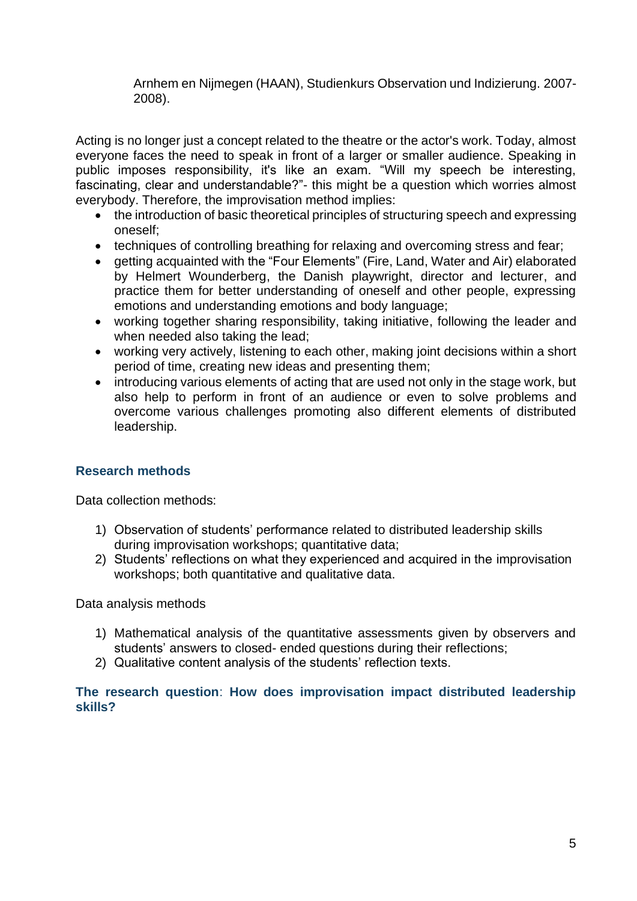Arnhem en Nijmegen (HAAN), Studienkurs Observation und Indizierung. 2007-2008).

Acting is no longer just a concept related to the theatre or the actor's work. Today, almost everyone faces the need to speak in front of a larger or smaller audience. Speaking in public imposes responsibility, it's like an exam. "Will my speech be interesting, fascinating, clear and understandable?"- this might be a question which worries almost everybody. Therefore, the improvisation method implies:

- the introduction of basic theoretical principles of structuring speech and expressing oneself;
- techniques of controlling breathing for relaxing and overcoming stress and fear;
- getting acquainted with the "Four Elements" (Fire, Land, Water and Air) elaborated by Helmert Wounderberg, the Danish playwright, director and lecturer, and practice them for better understanding of oneself and other people, expressing emotions and understanding emotions and body language;
- working together sharing responsibility, taking initiative, following the leader and when needed also taking the lead;
- working very actively, listening to each other, making joint decisions within a short period of time, creating new ideas and presenting them;
- introducing various elements of acting that are used not only in the stage work, but also help to perform in front of an audience or even to solve problems and overcome various challenges promoting also different elements of distributed leadership.

### Research methods

Data collection methods:

1) Observation of students' performance related to distributed leadership skills during improvisation workshops; quantitative data;
2) Students' reflections on what they experienced and acquired in the improvisation workshops; both quantitative and qualitative data.

Data analysis methods

1) Mathematical analysis of the quantitative assessments given by observers and students' answers to closed- ended questions during their reflections;
2) Qualitative content analysis of the students' reflection texts.

**The research question**: **How does improvisation impact distributed leadership skills?**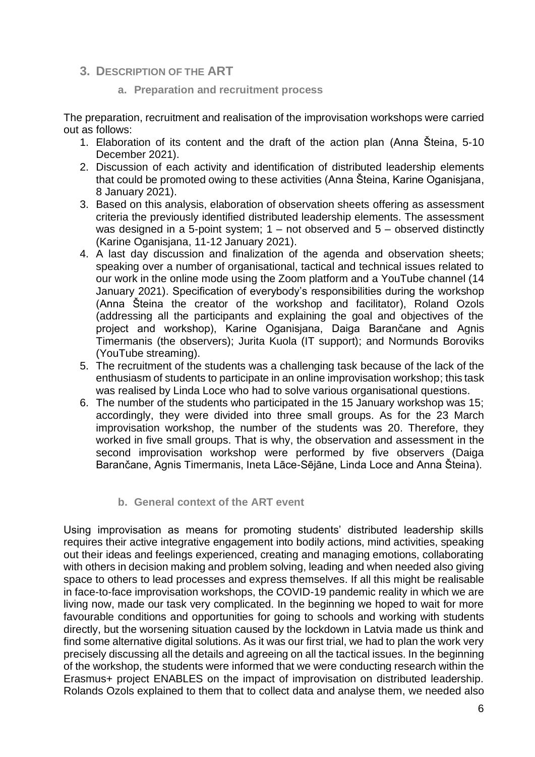## 3. Description of the ART

### a. Preparation and recruitment process

The preparation, recruitment and realisation of the improvisation workshops were carried out as follows:

1. Elaboration of its content and the draft of the action plan (Anna Šteina, 5-10 December 2021).
2. Discussion of each activity and identification of distributed leadership elements that could be promoted owing to these activities (Anna Šteina, Karine Oganisjana, 8 January 2021).
3. Based on this analysis, elaboration of observation sheets offering as assessment criteria the previously identified distributed leadership elements. The assessment was designed in a 5-point system; 1 – not observed and 5 – observed distinctly (Karine Oganisjana, 11-12 January 2021).
4. A last day discussion and finalization of the agenda and observation sheets; speaking over a number of organisational, tactical and technical issues related to our work in the online mode using the Zoom platform and a YouTube channel (14 January 2021). Specification of everybody's responsibilities during the workshop (Anna Šteina the creator of the workshop and facilitator), Roland Ozols (addressing all the participants and explaining the goal and objectives of the project and workshop), Karine Oganisjana, Daiga Barančane and Agnis Timermanis (the observers); Jurita Kuola (IT support); and Normunds Boroviks (YouTube streaming).
5. The recruitment of the students was a challenging task because of the lack of the enthusiasm of students to participate in an online improvisation workshop; this task was realised by Linda Loce who had to solve various organisational questions.
6. The number of the students who participated in the 15 January workshop was 15; accordingly, they were divided into three small groups. As for the 23 March improvisation workshop, the number of the students was 20. Therefore, they worked in five small groups. That is why, the observation and assessment in the second improvisation workshop were performed by five observers (Daiga Barančane, Agnis Timermanis, Ineta Lāce-Sējāne, Linda Loce and Anna Šteina).

### b. General context of the ART event

Using improvisation as means for promoting students' distributed leadership skills requires their active integrative engagement into bodily actions, mind activities, speaking out their ideas and feelings experienced, creating and managing emotions, collaborating with others in decision making and problem solving, leading and when needed also giving space to others to lead processes and express themselves. If all this might be realisable in face-to-face improvisation workshops, the COVID-19 pandemic reality in which we are living now, made our task very complicated. In the beginning we hoped to wait for more favourable conditions and opportunities for going to schools and working with students directly, but the worsening situation caused by the lockdown in Latvia made us think and find some alternative digital solutions. As it was our first trial, we had to plan the work very precisely discussing all the details and agreeing on all the tactical issues. In the beginning of the workshop, the students were informed that we were conducting research within the Erasmus+ project ENABLES on the impact of improvisation on distributed leadership. Rolands Ozols explained to them that to collect data and analyse them, we needed also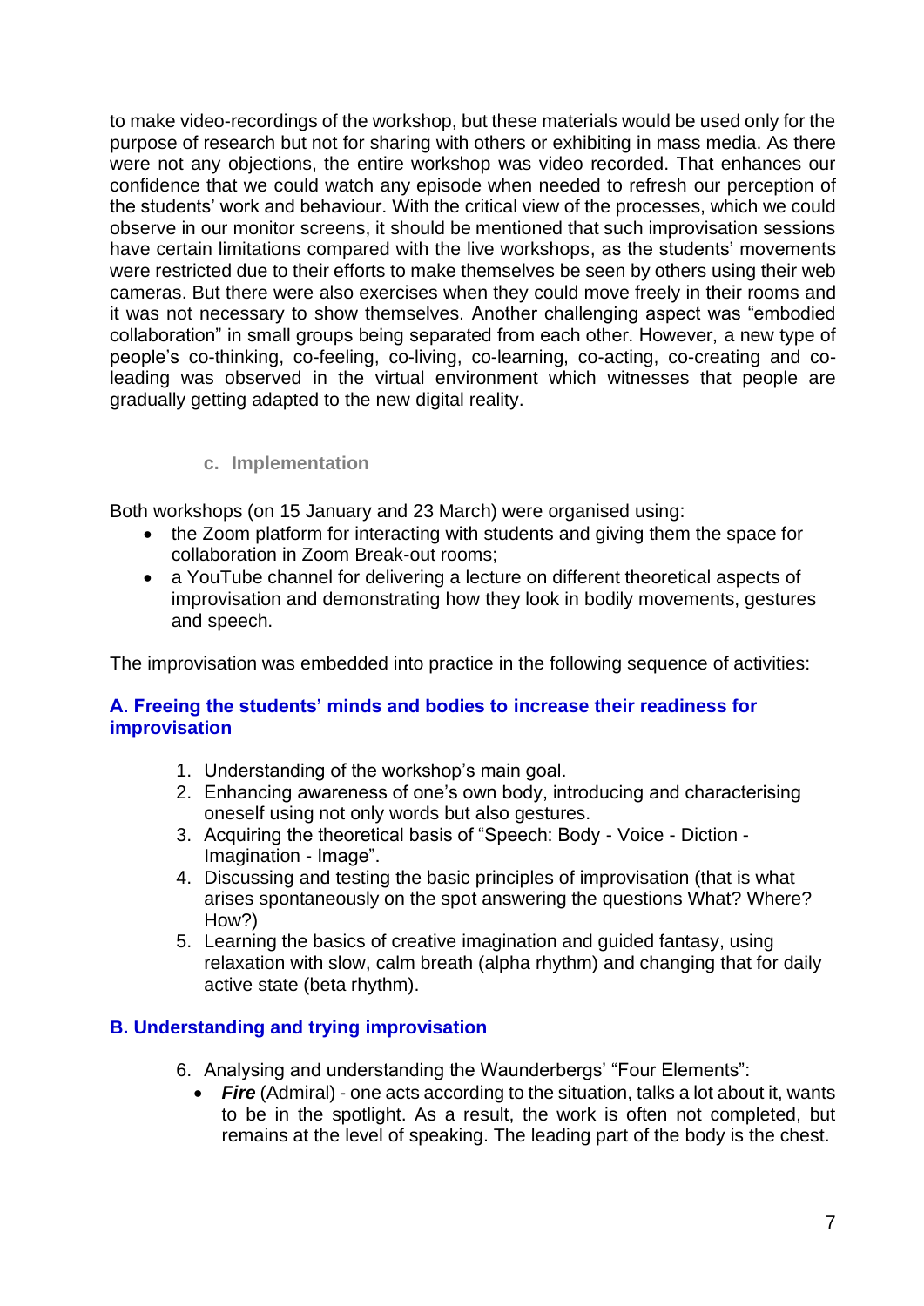to make video-recordings of the workshop, but these materials would be used only for the purpose of research but not for sharing with others or exhibiting in mass media. As there were not any objections, the entire workshop was video recorded. That enhances our confidence that we could watch any episode when needed to refresh our perception of the students' work and behaviour. With the critical view of the processes, which we could observe in our monitor screens, it should be mentioned that such improvisation sessions have certain limitations compared with the live workshops, as the students' movements were restricted due to their efforts to make themselves be seen by others using their web cameras. But there were also exercises when they could move freely in their rooms and it was not necessary to show themselves. Another challenging aspect was "embodied collaboration" in small groups being separated from each other. However, a new type of people's co-thinking, co-feeling, co-living, co-learning, co-acting, co-creating and co-leading was observed in the virtual environment which witnesses that people are gradually getting adapted to the new digital reality.

### c. Implementation

Both workshops (on 15 January and 23 March) were organised using:

- the Zoom platform for interacting with students and giving them the space for collaboration in Zoom Break-out rooms;
- a YouTube channel for delivering a lecture on different theoretical aspects of improvisation and demonstrating how they look in bodily movements, gestures and speech.

The improvisation was embedded into practice in the following sequence of activities:

**A. Freeing the students' minds and bodies to increase their readiness for improvisation**

1. Understanding of the workshop's main goal.
2. Enhancing awareness of one's own body, introducing and characterising oneself using not only words but also gestures.
3. Acquiring the theoretical basis of "Speech: Body - Voice - Diction - Imagination - Image".
4. Discussing and testing the basic principles of improvisation (that is what arises spontaneously on the spot answering the questions What? Where? How?)
5. Learning the basics of creative imagination and guided fantasy, using relaxation with slow, calm breath (alpha rhythm) and changing that for daily active state (beta rhythm).

**B. Understanding and trying improvisation**

6. Analysing and understanding the Waunderbergs' "Four Elements":
   - ***Fire*** (Admiral) - one acts according to the situation, talks a lot about it, wants to be in the spotlight. As a result, the work is often not completed, but remains at the level of speaking. The leading part of the body is the chest.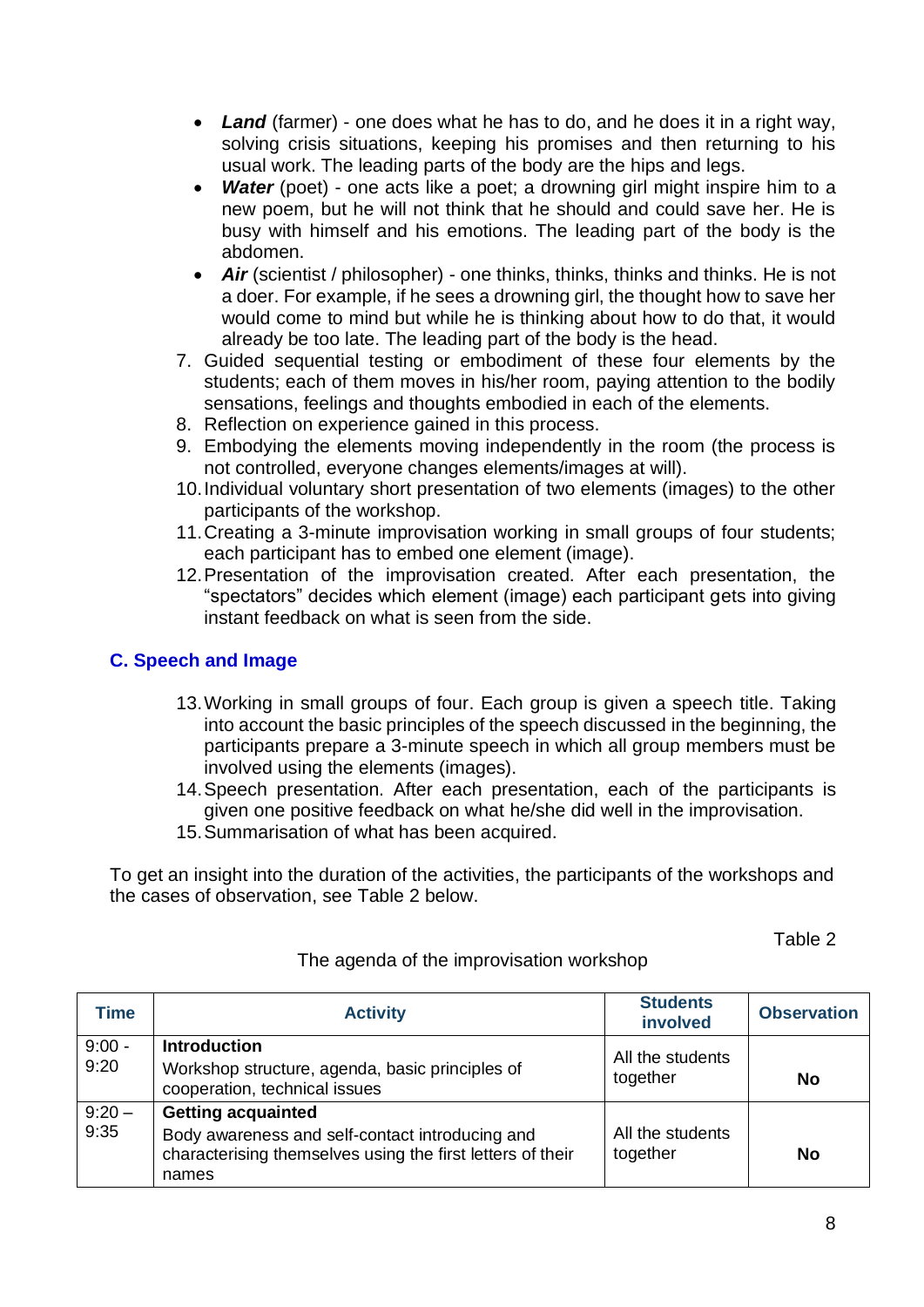- ***Land*** (farmer) - one does what he has to do, and he does it in a right way, solving crisis situations, keeping his promises and then returning to his usual work. The leading parts of the body are the hips and legs.
- ***Water*** (poet) - one acts like a poet; a drowning girl might inspire him to a new poem, but he will not think that he should and could save her. He is busy with himself and his emotions. The leading part of the body is the abdomen.
- ***Air*** (scientist / philosopher) - one thinks, thinks, thinks and thinks. He is not a doer. For example, if he sees a drowning girl, the thought how to save her would come to mind but while he is thinking about how to do that, it would already be too late. The leading part of the body is the head.

7. Guided sequential testing or embodiment of these four elements by the students; each of them moves in his/her room, paying attention to the bodily sensations, feelings and thoughts embodied in each of the elements.
8. Reflection on experience gained in this process.
9. Embodying the elements moving independently in the room (the process is not controlled, everyone changes elements/images at will).
10. Individual voluntary short presentation of two elements (images) to the other participants of the workshop.
11. Creating a 3-minute improvisation working in small groups of four students; each participant has to embed one element (image).
12. Presentation of the improvisation created. After each presentation, the "spectators" decides which element (image) each participant gets into giving instant feedback on what is seen from the side.

## C. Speech and Image

13. Working in small groups of four. Each group is given a speech title. Taking into account the basic principles of the speech discussed in the beginning, the participants prepare a 3-minute speech in which all group members must be involved using the elements (images).
14. Speech presentation. After each presentation, each of the participants is given one positive feedback on what he/she did well in the improvisation.
15. Summarisation of what has been acquired.

To get an insight into the duration of the activities, the participants of the workshops and the cases of observation, see Table 2 below.

Table 2

The agenda of the improvisation workshop

| Time | Activity | Students involved | Observation |
|---|---|---|---|
| 9:00 - 9:20 | **Introduction**<br>Workshop structure, agenda, basic principles of cooperation, technical issues | All the students together | **No** |
| 9:20 – 9:35 | **Getting acquainted**<br>Body awareness and self-contact introducing and characterising themselves using the first letters of their names | All the students together | **No** |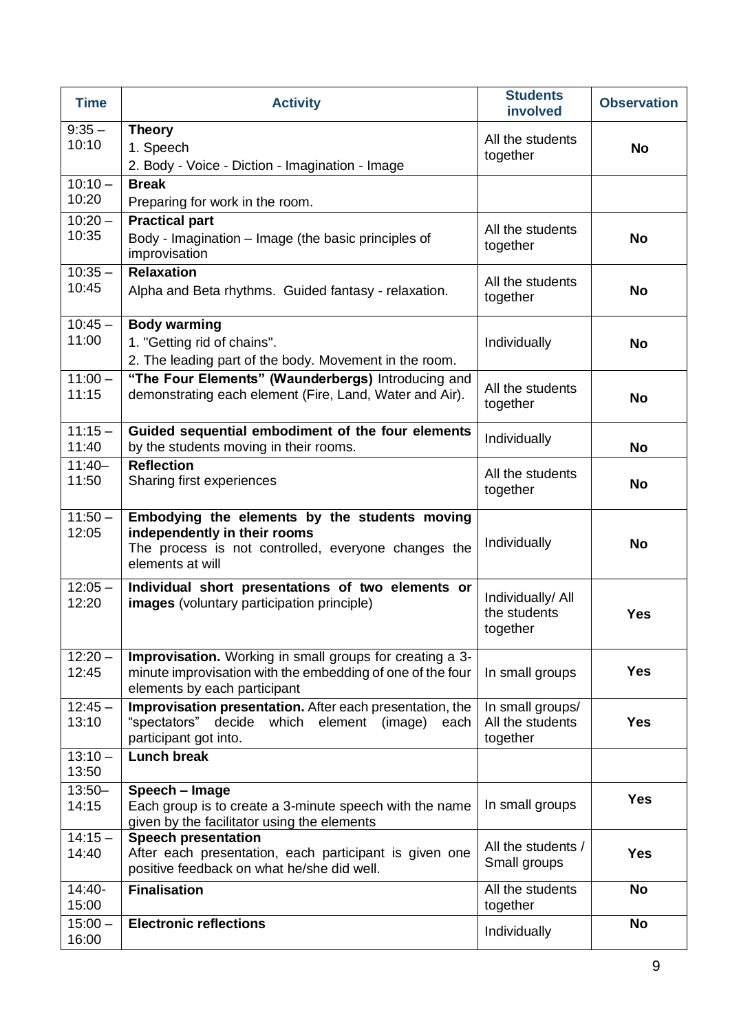| Time | Activity | Students involved | Observation |
|---|---|---|---|
| 9:35 – 10:10 | **Theory**<br>1. Speech<br>2. Body - Voice - Diction - Imagination - Image | All the students together | **No** |
| 10:10 – 10:20 | **Break**<br>Preparing for work in the room. | | |
| 10:20 – 10:35 | **Practical part**<br>Body - Imagination – Image (the basic principles of improvisation | All the students together | **No** |
| 10:35 – 10:45 | **Relaxation**<br>Alpha and Beta rhythms. Guided fantasy - relaxation. | All the students together | **No** |
| 10:45 – 11:00 | **Body warming**<br>1. "Getting rid of chains".<br>2. The leading part of the body. Movement in the room. | Individually | **No** |
| 11:00 – 11:15 | **"The Four Elements" (Waunderbergs)** Introducing and demonstrating each element (Fire, Land, Water and Air). | All the students together | **No** |
| 11:15 – 11:40 | **Guided sequential embodiment of the four elements** by the students moving in their rooms. | Individually | **No** |
| 11:40– 11:50 | **Reflection**<br>Sharing first experiences | All the students together | **No** |
| 11:50 – 12:05 | **Embodying the elements by the students moving independently in their rooms**<br>The process is not controlled, everyone changes the elements at will | Individually | **No** |
| 12:05 – 12:20 | **Individual short presentations of two elements or images** (voluntary participation principle) | Individually/ All the students together | **Yes** |
| 12:20 – 12:45 | **Improvisation.** Working in small groups for creating a 3-minute improvisation with the embedding of one of the four elements by each participant | In small groups | **Yes** |
| 12:45 – 13:10 | **Improvisation presentation.** After each presentation, the "spectators" decide which element (image) each participant got into. | In small groups/ All the students together | **Yes** |
| 13:10 – 13:50 | **Lunch break** | | |
| 13:50– 14:15 | **Speech – Image**<br>Each group is to create a 3-minute speech with the name given by the facilitator using the elements | In small groups | **Yes** |
| 14:15 – 14:40 | **Speech presentation**<br>After each presentation, each participant is given one positive feedback on what he/she did well. | All the students / Small groups | **Yes** |
| 14:40- 15:00 | **Finalisation** | All the students together | **No** |
| 15:00 – 16:00 | **Electronic reflections** | Individually | **No** |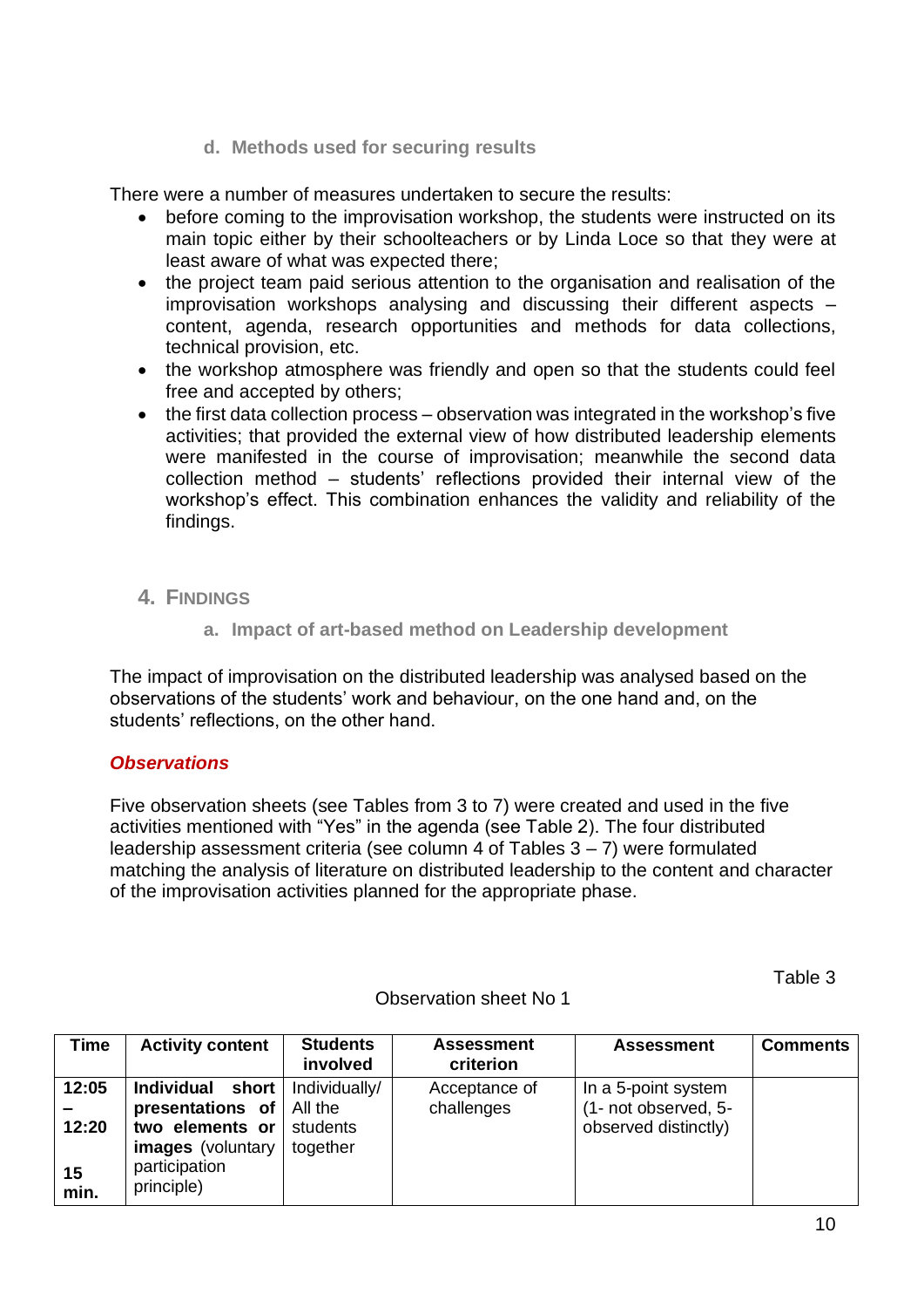### d. Methods used for securing results

There were a number of measures undertaken to secure the results:

- before coming to the improvisation workshop, the students were instructed on its main topic either by their schoolteachers or by Linda Loce so that they were at least aware of what was expected there;
- the project team paid serious attention to the organisation and realisation of the improvisation workshops analysing and discussing their different aspects – content, agenda, research opportunities and methods for data collections, technical provision, etc.
- the workshop atmosphere was friendly and open so that the students could feel free and accepted by others;
- the first data collection process – observation was integrated in the workshop's five activities; that provided the external view of how distributed leadership elements were manifested in the course of improvisation; meanwhile the second data collection method – students' reflections provided their internal view of the workshop's effect. This combination enhances the validity and reliability of the findings.

## 4. Findings

### a. Impact of art-based method on Leadership development

The impact of improvisation on the distributed leadership was analysed based on the observations of the students' work and behaviour, on the one hand and, on the students' reflections, on the other hand.

***Observations***

Five observation sheets (see Tables from 3 to 7) were created and used in the five activities mentioned with "Yes" in the agenda (see Table 2). The four distributed leadership assessment criteria (see column 4 of Tables 3 – 7) were formulated matching the analysis of literature on distributed leadership to the content and character of the improvisation activities planned for the appropriate phase.

Table 3

Observation sheet No 1

| Time | Activity content | Students involved | Assessment criterion | Assessment | Comments |
|---|---|---|---|---|---|
| **12:05 – 12:20** **15 min.** | **Individual short presentations of two elements or images** (voluntary participation principle) | Individually/ All the students together | Acceptance of challenges | In a 5-point system (1- not observed, 5- observed distinctly) | |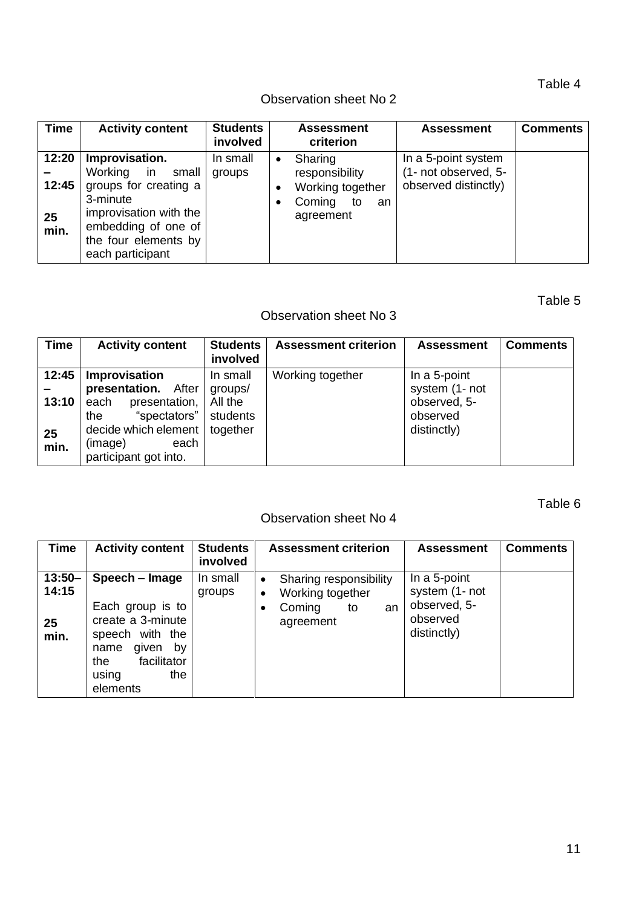Table 4

Observation sheet No 2

| Time | Activity content | Students involved | Assessment criterion | Assessment | Comments |
|---|---|---|---|---|---|
| 12:20 – 12:45<br><br>**25 min.** | **Improvisation.** Working in small groups for creating a 3-minute improvisation with the embedding of one of the four elements by each participant | In small groups | • Sharing responsibility<br>• Working together<br>• Coming to an agreement | In a 5-point system (1- not observed, 5- observed distinctly) | |

Table 5

Observation sheet No 3

| Time | Activity content | Students involved | Assessment criterion | Assessment | Comments |
|---|---|---|---|---|---|
| 12:45 – 13:10<br><br>**25 min.** | **Improvisation presentation.** After each presentation, the "spectators" decide which element (image) each participant got into. | In small groups/ All the students together | Working together | In a 5-point system (1- not observed, 5- observed distinctly) | |

Table 6

Observation sheet No 4

| Time | Activity content | Students involved | Assessment criterion | Assessment | Comments |
|---|---|---|---|---|---|
| 13:50–14:15<br><br>**25 min.** | **Speech – Image**<br><br>Each group is to create a 3-minute speech with the name given by the facilitator using the elements | In small groups | • Sharing responsibility<br>• Working together<br>• Coming to an agreement | In a 5-point system (1- not observed, 5- observed distinctly) | |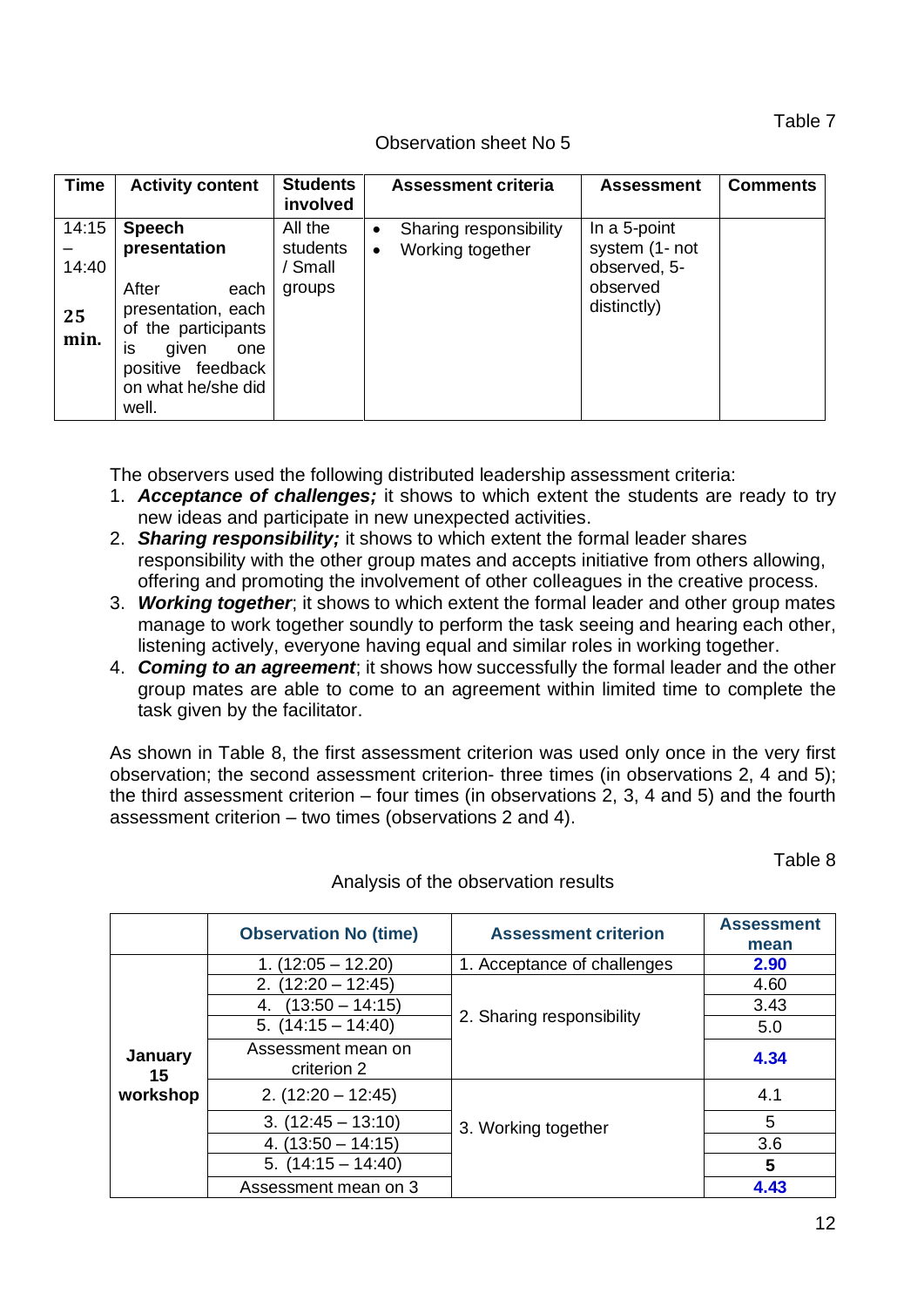Table 7

Observation sheet No 5

| Time | Activity content | Students involved | Assessment criteria | Assessment | Comments |
|---|---|---|---|---|---|
| 14:15 – 14:40 **25 min.** | **Speech presentation** After each presentation, each of the participants is given one positive feedback on what he/she did well. | All the students / Small groups | • Sharing responsibility • Working together | In a 5-point system (1- not observed, 5- observed distinctly) | |

The observers used the following distributed leadership assessment criteria:

1. ***Acceptance of challenges;*** it shows to which extent the students are ready to try new ideas and participate in new unexpected activities.
2. ***Sharing responsibility;*** it shows to which extent the formal leader shares responsibility with the other group mates and accepts initiative from others allowing, offering and promoting the involvement of other colleagues in the creative process.
3. ***Working together***; it shows to which extent the formal leader and other group mates manage to work together soundly to perform the task seeing and hearing each other, listening actively, everyone having equal and similar roles in working together.
4. ***Coming to an agreement***; it shows how successfully the formal leader and the other group mates are able to come to an agreement within limited time to complete the task given by the facilitator.

As shown in Table 8, the first assessment criterion was used only once in the very first observation; the second assessment criterion- three times (in observations 2, 4 and 5); the third assessment criterion – four times (in observations 2, 3, 4 and 5) and the fourth assessment criterion – two times (observations 2 and 4).

Table 8

Analysis of the observation results

| | Observation No (time) | Assessment criterion | Assessment mean |
|---|---|---|---|
| **January 15 workshop** | 1. (12:05 – 12.20) | 1. Acceptance of challenges | **2.90** |
| | 2. (12:20 – 12:45) | 2. Sharing responsibility | 4.60 |
| | 4. (13:50 – 14:15) | | 3.43 |
| | 5. (14:15 – 14:40) | | 5.0 |
| | Assessment mean on criterion 2 | | **4.34** |
| | 2. (12:20 – 12:45) | 3. Working together | 4.1 |
| | 3. (12:45 – 13:10) | | 5 |
| | 4. (13:50 – 14:15) | | 3.6 |
| | 5. (14:15 – 14:40) | | **5** |
| | Assessment mean on 3 | | **4.43** |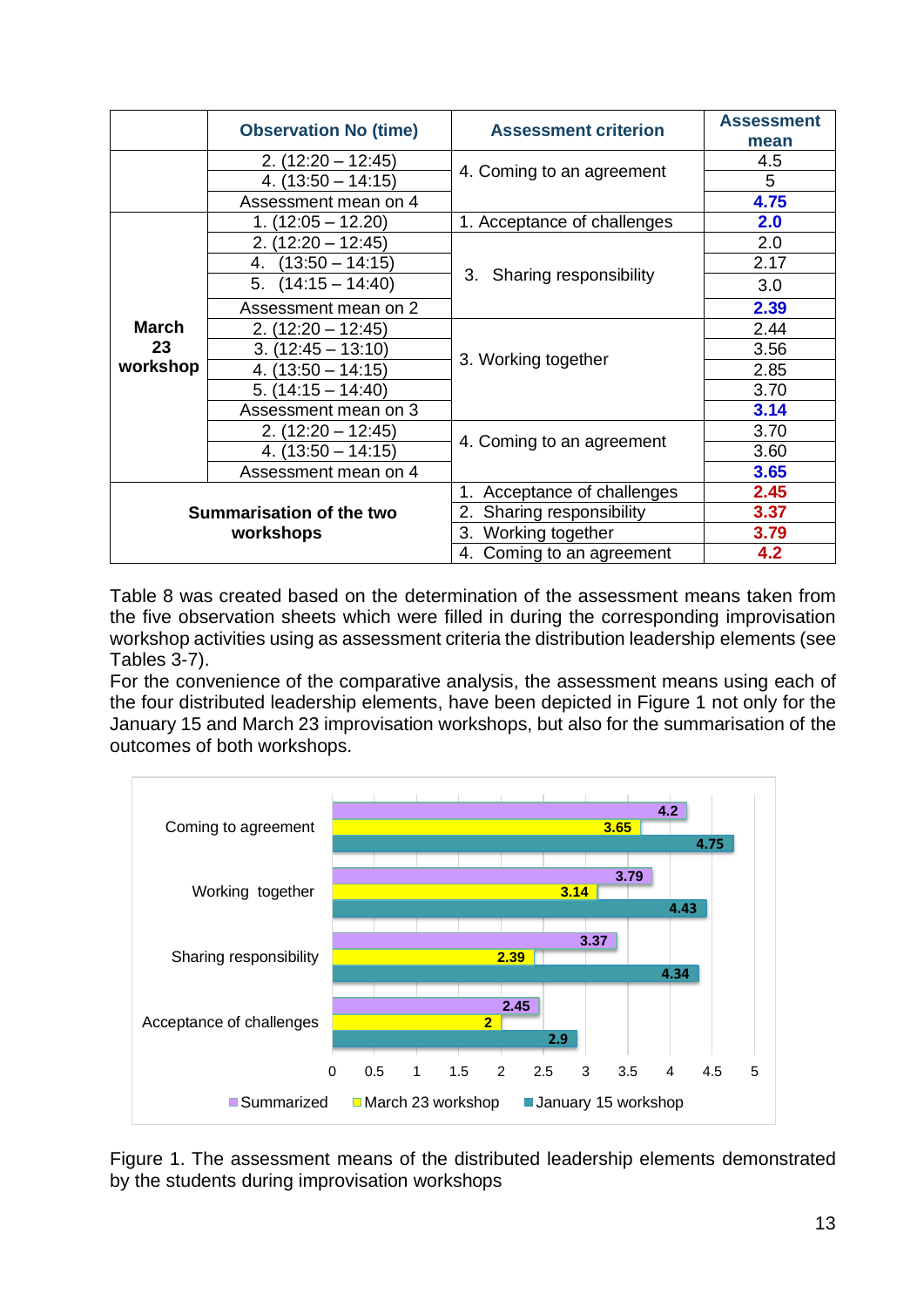| | Observation No (time) | Assessment criterion | Assessment mean |
|---|---|---|---|
| | 2. (12:20 – 12:45) | 4. Coming to an agreement | 4.5 |
| | 4. (13:50 – 14:15) | | 5 |
| | Assessment mean on 4 | | **4.75** |
| **March 23 workshop** | 1. (12:05 – 12.20) | 1. Acceptance of challenges | **2.0** |
| | 2. (12:20 – 12:45) | 3. Sharing responsibility | 2.0 |
| | 4. (13:50 – 14:15) | | 2.17 |
| | 5. (14:15 – 14:40) | | 3.0 |
| | Assessment mean on 2 | | **2.39** |
| | 2. (12:20 – 12:45) | 3. Working together | 2.44 |
| | 3. (12:45 – 13:10) | | 3.56 |
| | 4. (13:50 – 14:15) | | 2.85 |
| | 5. (14:15 – 14:40) | | 3.70 |
| | Assessment mean on 3 | | **3.14** |
| | 2. (12:20 – 12:45) | 4. Coming to an agreement | 3.70 |
| | 4. (13:50 – 14:15) | | 3.60 |
| | Assessment mean on 4 | | **3.65** |
| **Summarisation of the two workshops** | | 1. Acceptance of challenges | **2.45** |
| | | 2. Sharing responsibility | **3.37** |
| | | 3. Working together | **3.79** |
| | | 4. Coming to an agreement | **4.2** |

Table 8 was created based on the determination of the assessment means taken from the five observation sheets which were filled in during the corresponding improvisation workshop activities using as assessment criteria the distribution leadership elements (see Tables 3-7).

For the convenience of the comparative analysis, the assessment means using each of the four distributed leadership elements, have been depicted in Figure 1 not only for the January 15 and March 23 improvisation workshops, but also for the summarisation of the outcomes of both workshops.

| | Summarized | March 23 workshop | January 15 workshop |
|---|---|---|---|
| Coming to agreement | 4.2 | 3.65 | 4.75 |
| Working together | 3.79 | 3.14 | 4.43 |
| Sharing responsibility | 3.37 | 2.39 | 4.34 |
| Acceptance of challenges | 2.45 | 2 | 2.9 |

Figure 1. The assessment means of the distributed leadership elements demonstrated by the students during improvisation workshops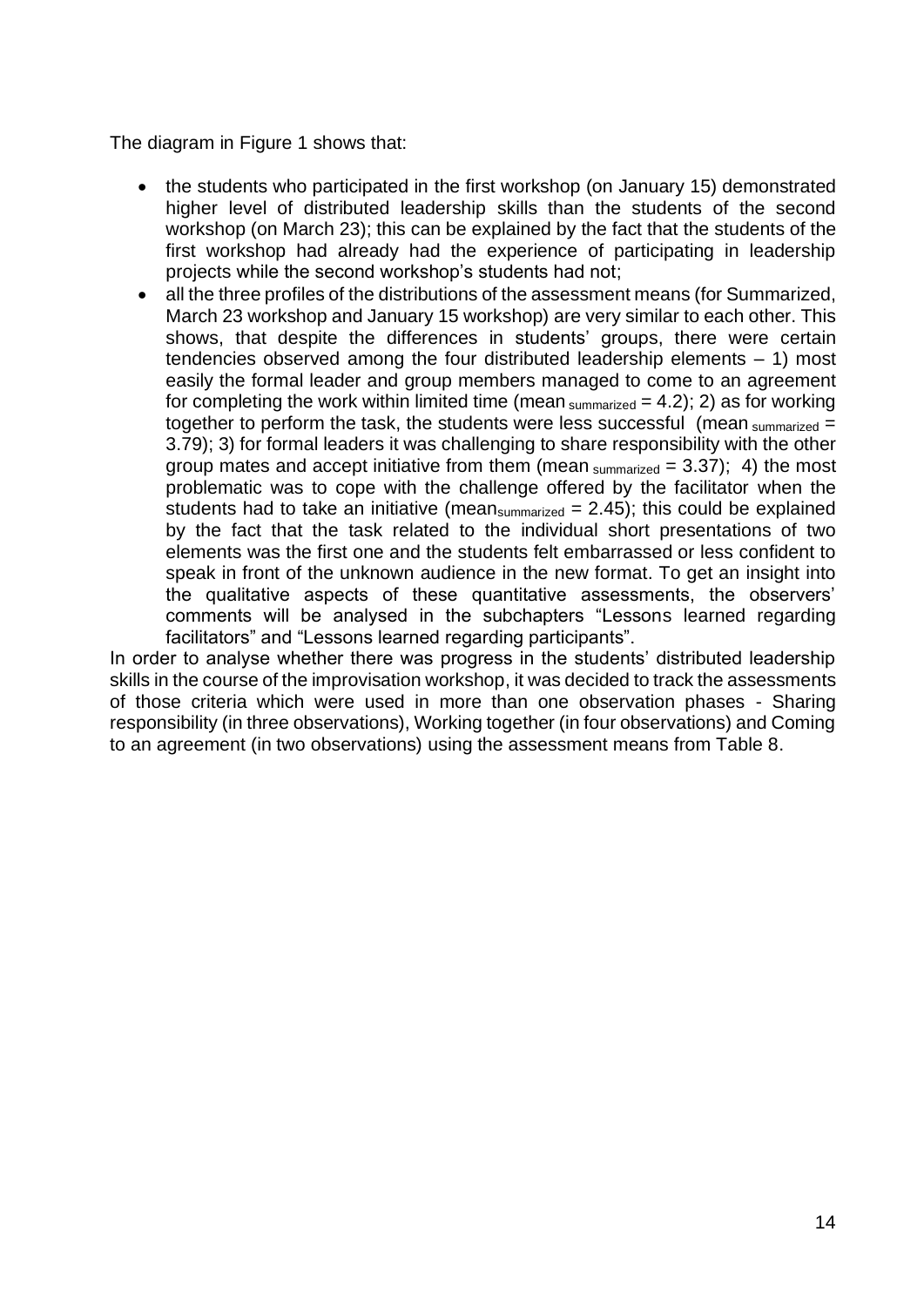The diagram in Figure 1 shows that:

- the students who participated in the first workshop (on January 15) demonstrated higher level of distributed leadership skills than the students of the second workshop (on March 23); this can be explained by the fact that the students of the first workshop had already had the experience of participating in leadership projects while the second workshop's students had not;
- all the three profiles of the distributions of the assessment means (for Summarized, March 23 workshop and January 15 workshop) are very similar to each other. This shows, that despite the differences in students' groups, there were certain tendencies observed among the four distributed leadership elements – 1) most easily the formal leader and group members managed to come to an agreement for completing the work within limited time ($mean_{summarized} = 4.2$); 2) as for working together to perform the task, the students were less successful ($mean_{summarized} = 3.79$); 3) for formal leaders it was challenging to share responsibility with the other group mates and accept initiative from them ($mean_{summarized} = 3.37$); 4) the most problematic was to cope with the challenge offered by the facilitator when the students had to take an initiative ($mean_{summarized} = 2.45$); this could be explained by the fact that the task related to the individual short presentations of two elements was the first one and the students felt embarrassed or less confident to speak in front of the unknown audience in the new format. To get an insight into the qualitative aspects of these quantitative assessments, the observers' comments will be analysed in the subchapters "Lessons learned regarding facilitators" and "Lessons learned regarding participants".

In order to analyse whether there was progress in the students' distributed leadership skills in the course of the improvisation workshop, it was decided to track the assessments of those criteria which were used in more than one observation phases - Sharing responsibility (in three observations), Working together (in four observations) and Coming to an agreement (in two observations) using the assessment means from Table 8.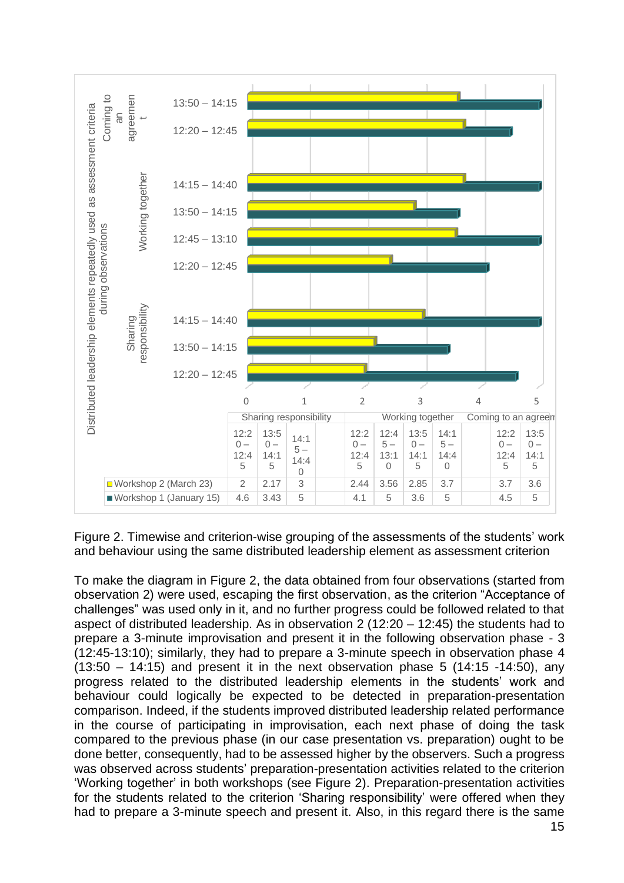| | Sharing responsibility | | | | Working together | | | | Coming to an agreement | |
|---|---|---|---|---|---|---|---|---|---|---|
| | 12:20 – 12:45 | 13:50 – 14:15 | 14:15 – 14:40 | | 12:20 – 12:45 | 12:45 – 13:10 | 13:50 – 14:15 | 14:15 – 14:40 | 12:20 – 12:45 | 13:50 – 14:15 |
| Workshop 2 (March 23) | 2 | 2.17 | 3 | | 2.44 | 3.56 | 2.85 | 3.7 | 3.7 | 3.6 |
| Workshop 1 (January 15) | 4.6 | 3.43 | 5 | | 4.1 | 5 | 3.6 | 5 | 4.5 | 5 |

Figure 2. Timewise and criterion-wise grouping of the assessments of the students' work and behaviour using the same distributed leadership element as assessment criterion

To make the diagram in Figure 2, the data obtained from four observations (started from observation 2) were used, escaping the first observation, as the criterion "Acceptance of challenges" was used only in it, and no further progress could be followed related to that aspect of distributed leadership. As in observation 2 (12:20 – 12:45) the students had to prepare a 3-minute improvisation and present it in the following observation phase - 3 (12:45-13:10); similarly, they had to prepare a 3-minute speech in observation phase 4 (13:50 – 14:15) and present it in the next observation phase 5 (14:15 -14:50), any progress related to the distributed leadership elements in the students' work and behaviour could logically be expected to be detected in preparation-presentation comparison. Indeed, if the students improved distributed leadership related performance in the course of participating in improvisation, each next phase of doing the task compared to the previous phase (in our case presentation vs. preparation) ought to be done better, consequently, had to be assessed higher by the observers. Such a progress was observed across students' preparation-presentation activities related to the criterion 'Working together' in both workshops (see Figure 2). Preparation-presentation activities for the students related to the criterion 'Sharing responsibility' were offered when they had to prepare a 3-minute speech and present it. Also, in this regard there is the same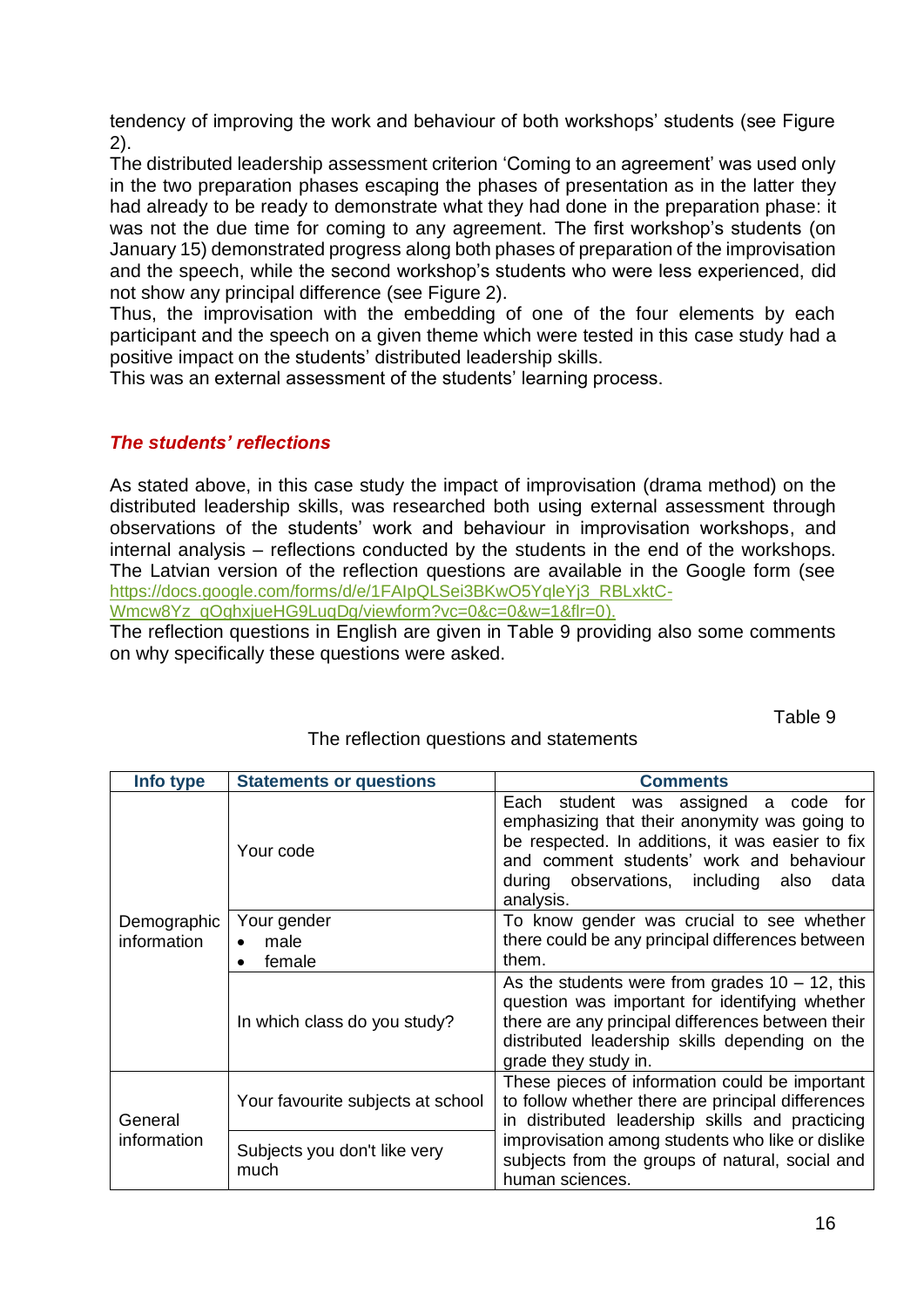tendency of improving the work and behaviour of both workshops' students (see Figure 2).

The distributed leadership assessment criterion 'Coming to an agreement' was used only in the two preparation phases escaping the phases of presentation as in the latter they had already to be ready to demonstrate what they had done in the preparation phase: it was not the due time for coming to any agreement. The first workshop's students (on January 15) demonstrated progress along both phases of preparation of the improvisation and the speech, while the second workshop's students who were less experienced, did not show any principal difference (see Figure 2).

Thus, the improvisation with the embedding of one of the four elements by each participant and the speech on a given theme which were tested in this case study had a positive impact on the students' distributed leadership skills.

This was an external assessment of the students' learning process.

### *The students' reflections*

As stated above, in this case study the impact of improvisation (drama method) on the distributed leadership skills, was researched both using external assessment through observations of the students' work and behaviour in improvisation workshops, and internal analysis – reflections conducted by the students in the end of the workshops. The Latvian version of the reflection questions are available in the Google form (see https://docs.google.com/forms/d/e/1FAIpQLSei3BKwO5YqleYj3_RBLxktC-Wmcw8Yz_gOghxjueHG9LugDg/viewform?vc=0&c=0&w=1&flr=0).

The reflection questions in English are given in Table 9 providing also some comments on why specifically these questions were asked.

Table 9

The reflection questions and statements

| Info type | Statements or questions | Comments |
|---|---|---|
| Demographic information | Your code | Each student was assigned a code for emphasizing that their anonymity was going to be respected. In additions, it was easier to fix and comment students' work and behaviour during observations, including also data analysis. |
| | Your gender<br>• male<br>• female | To know gender was crucial to see whether there could be any principal differences between them. |
| | In which class do you study? | As the students were from grades 10 – 12, this question was important for identifying whether there are any principal differences between their distributed leadership skills depending on the grade they study in. |
| General information | Your favourite subjects at school | These pieces of information could be important to follow whether there are principal differences in distributed leadership skills and practicing improvisation among students who like or dislike subjects from the groups of natural, social and human sciences. |
| | Subjects you don't like very much | |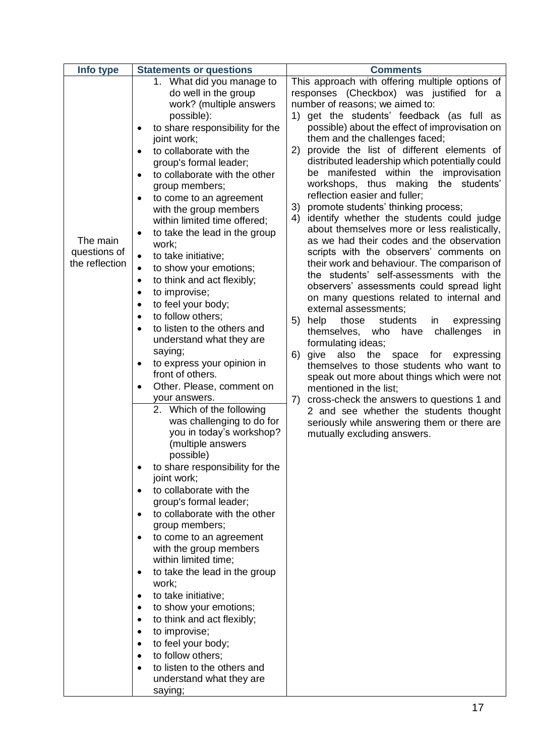| Info type | Statements or questions | Comments |
|---|---|---|
| The main questions of the reflection | 1. What did you manage to do well in the group work? (multiple answers possible):<br>• to share responsibility for the joint work;<br>• to collaborate with the group's formal leader;<br>• to collaborate with the other group members;<br>• to come to an agreement with the group members within limited time offered;<br>• to take the lead in the group work;<br>• to take initiative;<br>• to show your emotions;<br>• to think and act flexibly;<br>• to improvise;<br>• to feel your body;<br>• to follow others;<br>• to listen to the others and understand what they are saying;<br>• to express your opinion in front of others.<br>• Other. Please, comment on your answers. | This approach with offering multiple options of responses (Checkbox) was justified for a number of reasons; we aimed to:<br>1) get the students' feedback (as full as possible) about the effect of improvisation on them and the challenges faced;<br>2) provide the list of different elements of distributed leadership which potentially could be manifested within the improvisation workshops, thus making the students' reflection easier and fuller;<br>3) promote students' thinking process;<br>4) identify whether the students could judge about themselves more or less realistically, as we had their codes and the observation scripts with the observers' comments on their work and behaviour. The comparison of the students' self-assessments with the observers' assessments could spread light on many questions related to internal and external assessments;<br>5) help those students who have challenges in expressing themselves, formulating ideas;<br>6) give also the space for expressing themselves to those students who want to speak out more about things which were not mentioned in the list;<br>7) cross-check the answers to questions 1 and 2 and see whether the students thought seriously while answering them or there are mutually excluding answers. |
| | 2. Which of the following was challenging to do for you in today's workshop? (multiple answers possible)<br>• to share responsibility for the joint work;<br>• to collaborate with the group's formal leader;<br>• to collaborate with the other group members;<br>• to come to an agreement with the group members within limited time;<br>• to take the lead in the group work;<br>• to take initiative;<br>• to show your emotions;<br>• to think and act flexibly;<br>• to improvise;<br>• to feel your body;<br>• to follow others;<br>• to listen to the others and understand what they are saying; | |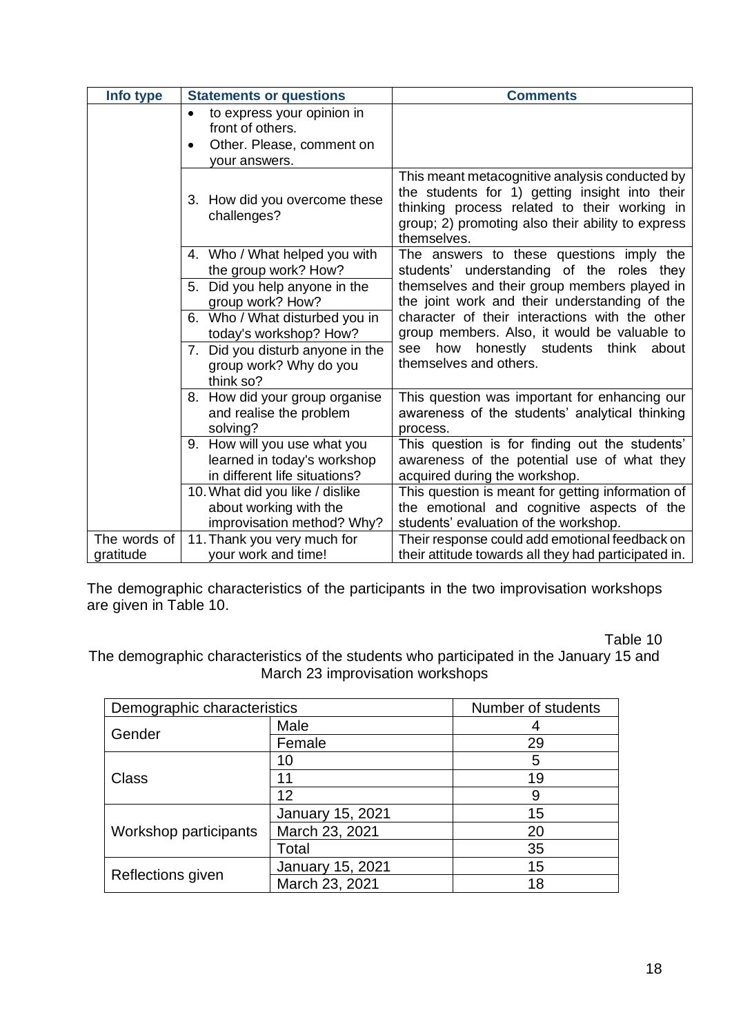| Info type | Statements or questions | Comments |
|---|---|---|
| | • to express your opinion in front of others.<br>• Other. Please, comment on your answers. | |
| | 3. How did you overcome these challenges? | This meant metacognitive analysis conducted by the students for 1) getting insight into their thinking process related to their working in group; 2) promoting also their ability to express themselves. |
| | 4. Who / What helped you with the group work? How?<br>5. Did you help anyone in the group work? How?<br>6. Who / What disturbed you in today's workshop? How?<br>7. Did you disturb anyone in the group work? Why do you think so? | The answers to these questions imply the students' understanding of the roles they themselves and their group members played in the joint work and their understanding of the character of their interactions with the other group members. Also, it would be valuable to see how honestly students think about themselves and others. |
| | 8. How did your group organise and realise the problem solving? | This question was important for enhancing our awareness of the students' analytical thinking process. |
| | 9. How will you use what you learned in today's workshop in different life situations? | This question is for finding out the students' awareness of the potential use of what they acquired during the workshop. |
| | 10. What did you like / dislike about working with the improvisation method? Why? | This question is meant for getting information of the emotional and cognitive aspects of the students' evaluation of the workshop. |
| The words of gratitude | 11. Thank you very much for your work and time! | Their response could add emotional feedback on their attitude towards all they had participated in. |

The demographic characteristics of the participants in the two improvisation workshops are given in Table 10.

Table 10

The demographic characteristics of the students who participated in the January 15 and March 23 improvisation workshops

| Demographic characteristics | | Number of students |
|---|---|---|
| Gender | Male | 4 |
| | Female | 29 |
| Class | 10 | 5 |
| | 11 | 19 |
| | 12 | 9 |
| Workshop participants | January 15, 2021 | 15 |
| | March 23, 2021 | 20 |
| | Total | 35 |
| Reflections given | January 15, 2021 | 15 |
| | March 23, 2021 | 18 |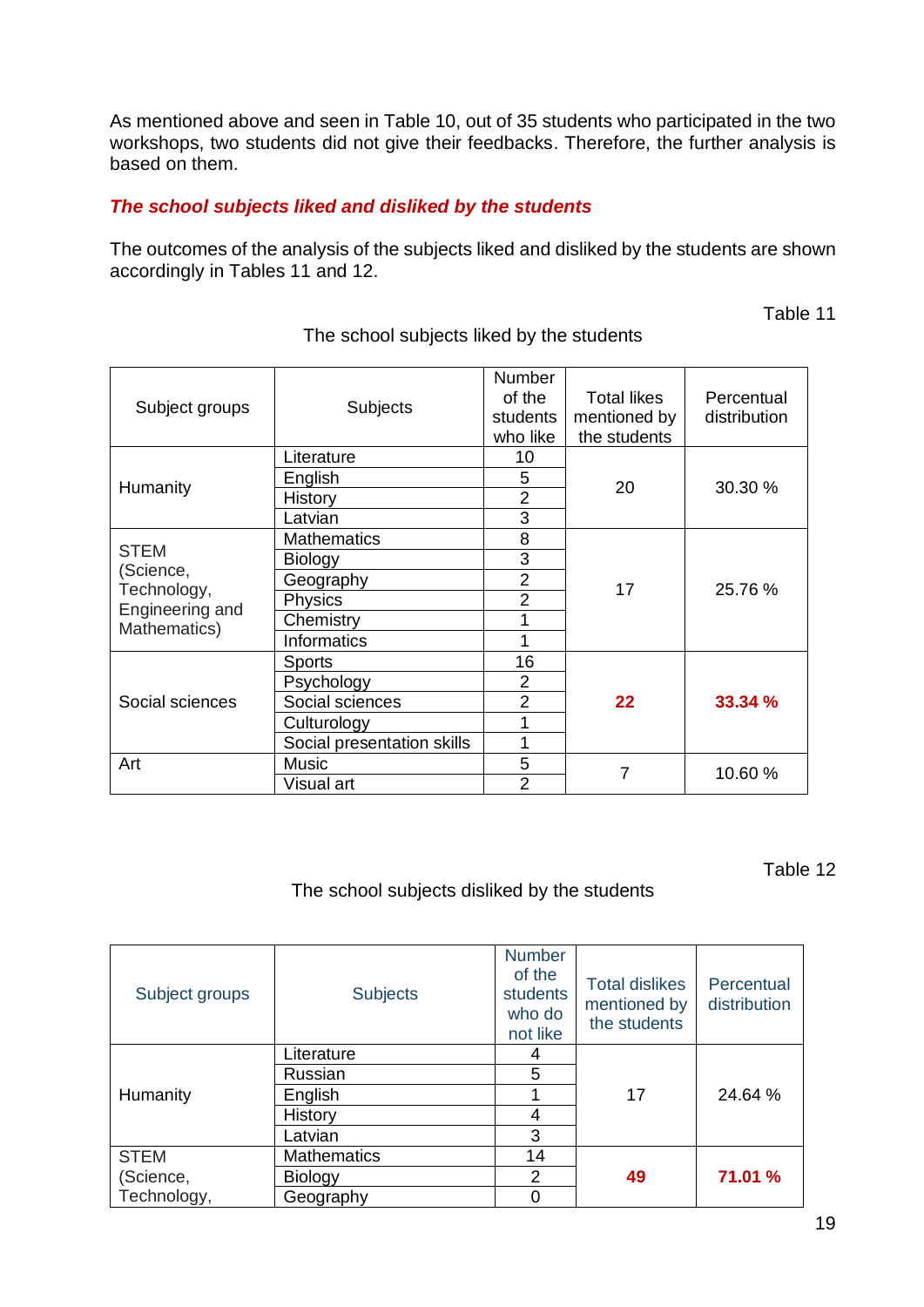As mentioned above and seen in Table 10, out of 35 students who participated in the two workshops, two students did not give their feedbacks. Therefore, the further analysis is based on them.

### *The school subjects liked and disliked by the students*

The outcomes of the analysis of the subjects liked and disliked by the students are shown accordingly in Tables 11 and 12.

Table 11

The school subjects liked by the students

| Subject groups | Subjects | Number of the students who like | Total likes mentioned by the students | Percentual distribution |
|---|---|---|---|---|
| Humanity | Literature | 10 | 20 | 30.30 % |
| | English | 5 | | |
| | History | 2 | | |
| | Latvian | 3 | | |
| STEM (Science, Technology, Engineering and Mathematics) | Mathematics | 8 | 17 | 25.76 % |
| | Biology | 3 | | |
| | Geography | 2 | | |
| | Physics | 2 | | |
| | Chemistry | 1 | | |
| | Informatics | 1 | | |
| Social sciences | Sports | 16 | **22** | **33.34 %** |
| | Psychology | 2 | | |
| | Social sciences | 2 | | |
| | Culturology | 1 | | |
| | Social presentation skills | 1 | | |
| Art | Music | 5 | 7 | 10.60 % |
| | Visual art | 2 | | |

Table 12

The school subjects disliked by the students

| Subject groups | Subjects | Number of the students who do not like | Total dislikes mentioned by the students | Percentual distribution |
|---|---|---|---|---|
| Humanity | Literature | 4 | 17 | 24.64 % |
| | Russian | 5 | | |
| | English | 1 | | |
| | History | 4 | | |
| | Latvian | 3 | | |
| STEM (Science, Technology, | Mathematics | 14 | **49** | **71.01 %** |
| | Biology | 2 | | |
| | Geography | 0 | | |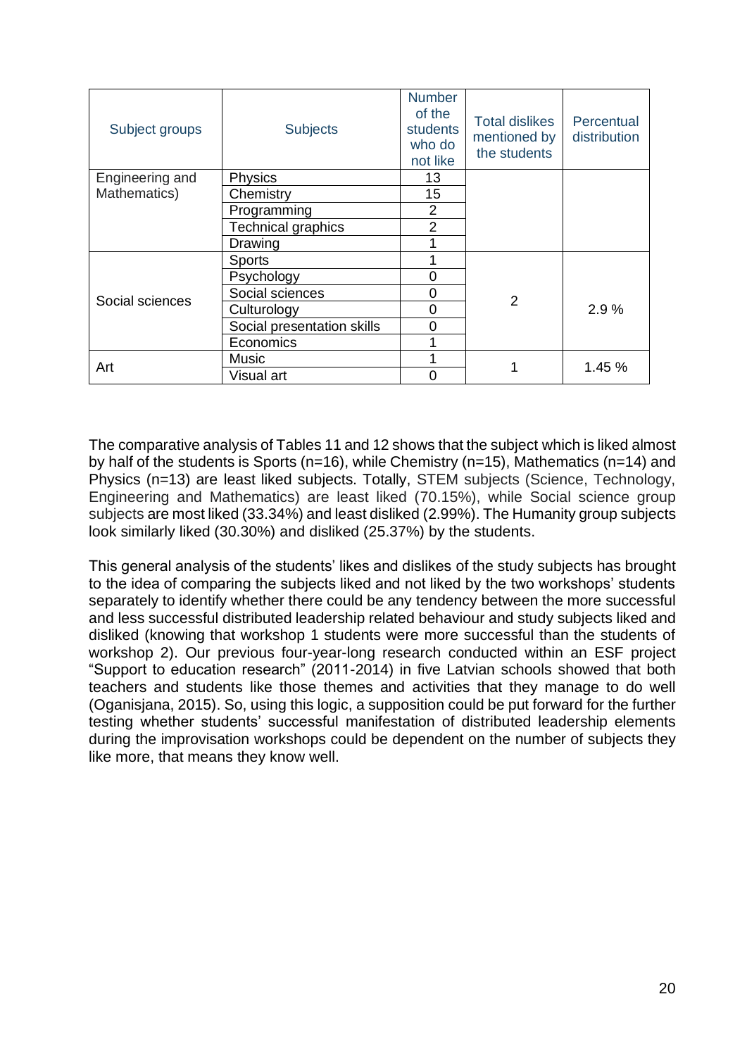| Subject groups | Subjects | Number of the students who do not like | Total dislikes mentioned by the students | Percentual distribution |
|---|---|---|---|---|
| Engineering and Mathematics) | Physics | 13 | | |
| | Chemistry | 15 | | |
| | Programming | 2 | | |
| | Technical graphics | 2 | | |
| | Drawing | 1 | | |
| Social sciences | Sports | 1 | 2 | 2.9 % |
| | Psychology | 0 | | |
| | Social sciences | 0 | | |
| | Culturology | 0 | | |
| | Social presentation skills | 0 | | |
| | Economics | 1 | | |
| Art | Music | 1 | 1 | 1.45 % |
| | Visual art | 0 | | |

The comparative analysis of Tables 11 and 12 shows that the subject which is liked almost by half of the students is Sports (n=16), while Chemistry (n=15), Mathematics (n=14) and Physics (n=13) are least liked subjects. Totally, STEM subjects (Science, Technology, Engineering and Mathematics) are least liked (70.15%), while Social science group subjects are most liked (33.34%) and least disliked (2.99%). The Humanity group subjects look similarly liked (30.30%) and disliked (25.37%) by the students.

This general analysis of the students' likes and dislikes of the study subjects has brought to the idea of comparing the subjects liked and not liked by the two workshops' students separately to identify whether there could be any tendency between the more successful and less successful distributed leadership related behaviour and study subjects liked and disliked (knowing that workshop 1 students were more successful than the students of workshop 2). Our previous four-year-long research conducted within an ESF project "Support to education research" (2011-2014) in five Latvian schools showed that both teachers and students like those themes and activities that they manage to do well (Oganisjana, 2015). So, using this logic, a supposition could be put forward for the further testing whether students' successful manifestation of distributed leadership elements during the improvisation workshops could be dependent on the number of subjects they like more, that means they know well.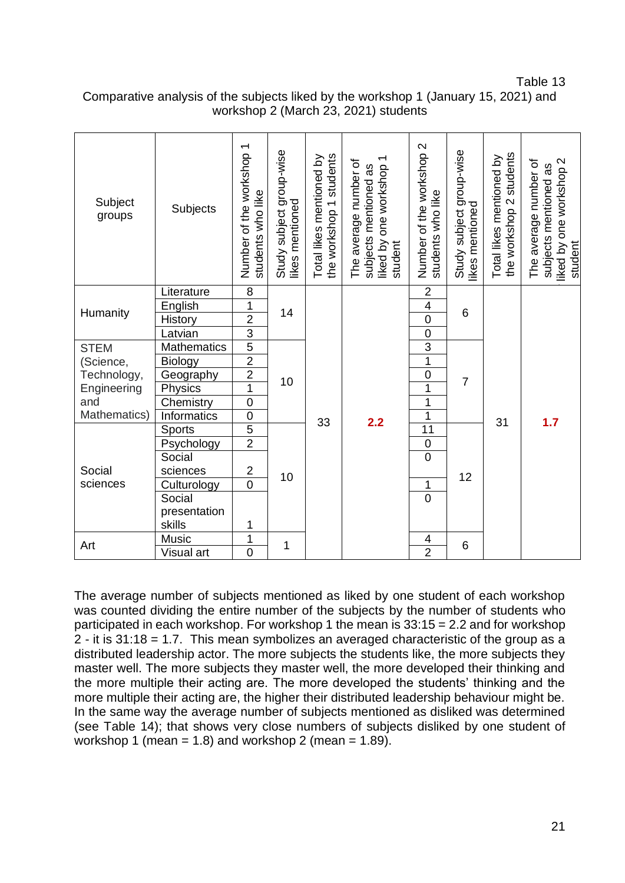Table 13

Comparative analysis of the subjects liked by the workshop 1 (January 15, 2021) and workshop 2 (March 23, 2021) students

| Subject groups | Subjects | Number of the workshop 1 students who like | Study subject group-wise likes mentioned | Total likes mentioned by the workshop 1 students | The average number of subjects mentioned as liked by one workshop 1 student | Number of the workshop 2 students who like | Study subject group-wise likes mentioned | Total likes mentioned by the workshop 2 students | The average number of subjects mentioned as liked by one workshop 2 student |
|---|---|---|---|---|---|---|---|---|---|
| Humanity | Literature | 8 | 14 | 33 | **2.2** | 2 | 6 | 31 | **1.7** |
| | English | 1 | | | | 4 | | | |
| | History | 2 | | | | 0 | | | |
| | Latvian | 3 | | | | 0 | | | |
| STEM (Science, Technology, Engineering and Mathematics) | Mathematics | 5 | 10 | | | 3 | 7 | | |
| | Biology | 2 | | | | 1 | | | |
| | Geography | 2 | | | | 0 | | | |
| | Physics | 1 | | | | 1 | | | |
| | Chemistry | 0 | | | | 1 | | | |
| | Informatics | 0 | | | | 1 | | | |
| Social sciences | Sports | 5 | 10 | | | 11 | 12 | | |
| | Psychology | 2 | | | | 0 | | | |
| | Social sciences | 2 | | | | 0 | | | |
| | Culturology | 0 | | | | 1 | | | |
| | Social presentation skills | 1 | | | | 0 | | | |
| Art | Music | 1 | 1 | | | 4 | 6 | | |
| | Visual art | 0 | | | | 2 | | | |

The average number of subjects mentioned as liked by one student of each workshop was counted dividing the entire number of the subjects by the number of students who participated in each workshop. For workshop 1 the mean is 33:15 = 2.2 and for workshop 2 - it is 31:18 = 1.7. This mean symbolizes an averaged characteristic of the group as a distributed leadership actor. The more subjects the students like, the more subjects they master well. The more subjects they master well, the more developed their thinking and the more multiple their acting are. The more developed the students' thinking and the more multiple their acting are, the higher their distributed leadership behaviour might be. In the same way the average number of subjects mentioned as disliked was determined (see Table 14); that shows very close numbers of subjects disliked by one student of workshop 1 (mean = 1.8) and workshop 2 (mean = 1.89).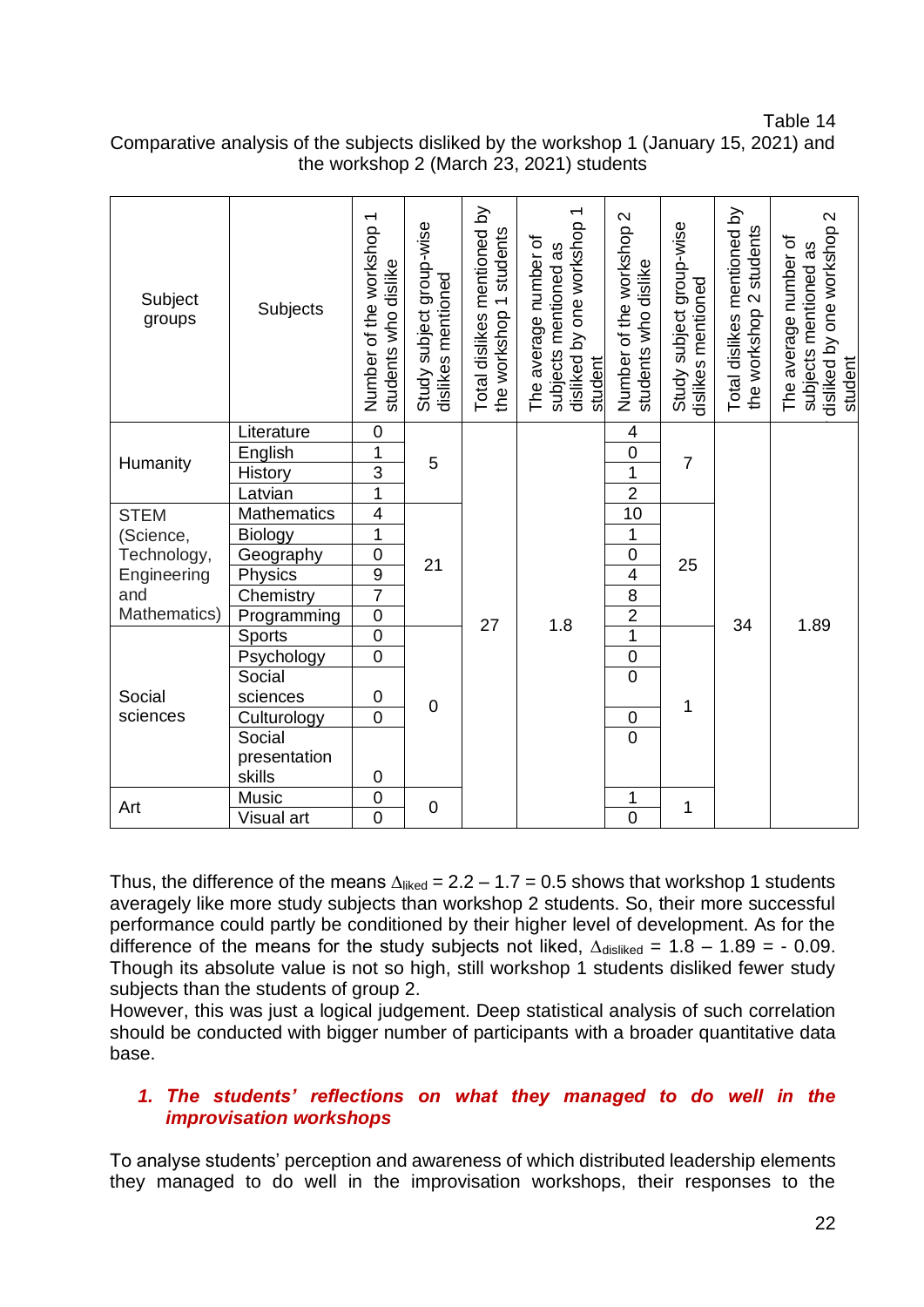Table 14

Comparative analysis of the subjects disliked by the workshop 1 (January 15, 2021) and the workshop 2 (March 23, 2021) students

| Subject groups | Subjects | Number of the workshop 1 students who dislike | Study subject group-wise dislikes mentioned | Total dislikes mentioned by the workshop 1 students | The average number of subjects mentioned as disliked by one workshop 1 student | Number of the workshop 2 students who dislike | Study subject group-wise dislikes mentioned | Total dislikes mentioned by the workshop 2 students | The average number of subjects mentioned as disliked by one workshop 2 student |
|---|---|---|---|---|---|---|---|---|---|
| Humanity | Literature | 0 | 5 | 27 | 1.8 | 4 | 7 | 34 | 1.89 |
| | English | 1 | | | | 0 | | | |
| | History | 3 | | | | 1 | | | |
| | Latvian | 1 | | | | 2 | | | |
| STEM (Science, Technology, Engineering and Mathematics) | Mathematics | 4 | 21 | | | 10 | 25 | | |
| | Biology | 1 | | | | 1 | | | |
| | Geography | 0 | | | | 0 | | | |
| | Physics | 9 | | | | 4 | | | |
| | Chemistry | 7 | | | | 8 | | | |
| | Programming | 0 | | | | 2 | | | |
| Social sciences | Sports | 0 | 0 | | | 1 | 1 | | |
| | Psychology | 0 | | | | 0 | | | |
| | Social sciences | 0 | | | | 0 | | | |
| | Culturology | 0 | | | | 0 | | | |
| | Social presentation skills | 0 | | | | 0 | | | |
| Art | Music | 0 | 0 | | | 1 | 1 | | |
| | Visual art | 0 | | | | 0 | | | |

Thus, the difference of the means $\Delta_{liked} = 2.2 - 1.7 = 0.5$ shows that workshop 1 students averagely like more study subjects than workshop 2 students. So, their more successful performance could partly be conditioned by their higher level of development. As for the difference of the means for the study subjects not liked, $\Delta_{disliked} = 1.8 - 1.89 = -0.09$. Though its absolute value is not so high, still workshop 1 students disliked fewer study subjects than the students of group 2.

However, this was just a logical judgement. Deep statistical analysis of such correlation should be conducted with bigger number of participants with a broader quantitative data base.

### *1. The students' reflections on what they managed to do well in the improvisation workshops*

To analyse students' perception and awareness of which distributed leadership elements they managed to do well in the improvisation workshops, their responses to the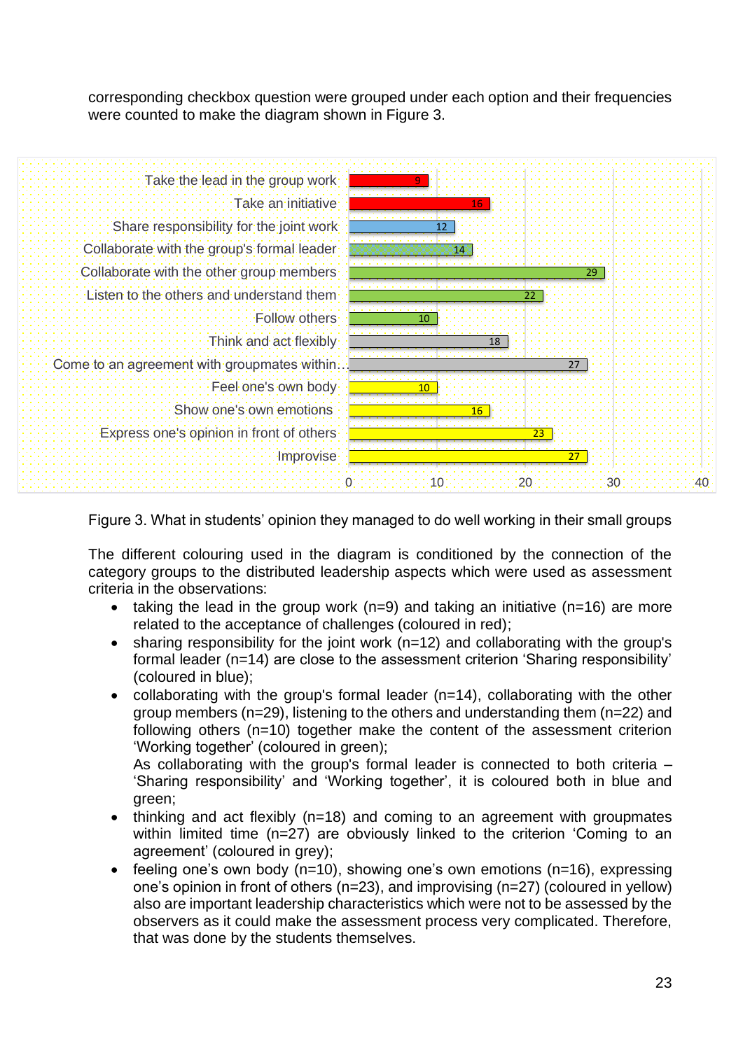corresponding checkbox question were grouped under each option and their frequencies were counted to make the diagram shown in Figure 3.

| Option | Frequency |
|---|---|
| Take the lead in the group work | 9 |
| Take an initiative | 16 |
| Share responsibility for the joint work | 12 |
| Collaborate with the group's formal leader | 14 |
| Collaborate with the other group members | 29 |
| Listen to the others and understand them | 22 |
| Follow others | 10 |
| Think and act flexibly | 18 |
| Come to an agreement with groupmates within… | 27 |
| Feel one's own body | 10 |
| Show one's own emotions | 16 |
| Express one's opinion in front of others | 23 |
| Improvise | 27 |

Figure 3. What in students' opinion they managed to do well working in their small groups

The different colouring used in the diagram is conditioned by the connection of the category groups to the distributed leadership aspects which were used as assessment criteria in the observations:

- taking the lead in the group work (n=9) and taking an initiative (n=16) are more related to the acceptance of challenges (coloured in red);
- sharing responsibility for the joint work (n=12) and collaborating with the group's formal leader (n=14) are close to the assessment criterion 'Sharing responsibility' (coloured in blue);
- collaborating with the group's formal leader (n=14), collaborating with the other group members (n=29), listening to the others and understanding them (n=22) and following others (n=10) together make the content of the assessment criterion 'Working together' (coloured in green);
  As collaborating with the group's formal leader is connected to both criteria – 'Sharing responsibility' and 'Working together', it is coloured both in blue and green;
- thinking and act flexibly (n=18) and coming to an agreement with groupmates within limited time (n=27) are obviously linked to the criterion 'Coming to an agreement' (coloured in grey);
- feeling one's own body (n=10), showing one's own emotions (n=16), expressing one's opinion in front of others (n=23), and improvising (n=27) (coloured in yellow) also are important leadership characteristics which were not to be assessed by the observers as it could make the assessment process very complicated. Therefore, that was done by the students themselves.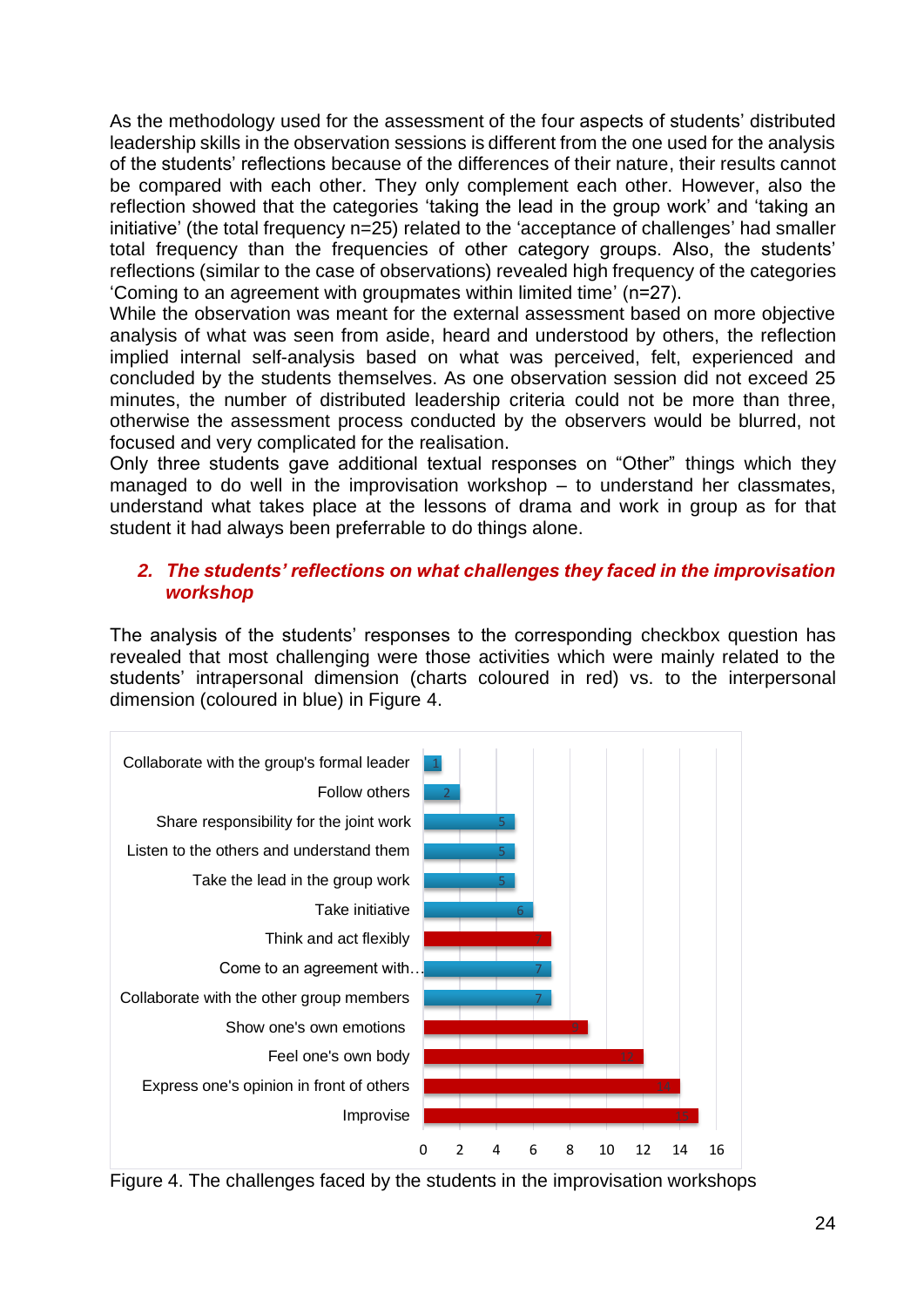As the methodology used for the assessment of the four aspects of students' distributed leadership skills in the observation sessions is different from the one used for the analysis of the students' reflections because of the differences of their nature, their results cannot be compared with each other. They only complement each other. However, also the reflection showed that the categories 'taking the lead in the group work' and 'taking an initiative' (the total frequency n=25) related to the 'acceptance of challenges' had smaller total frequency than the frequencies of other category groups. Also, the students' reflections (similar to the case of observations) revealed high frequency of the categories 'Coming to an agreement with groupmates within limited time' (n=27).

While the observation was meant for the external assessment based on more objective analysis of what was seen from aside, heard and understood by others, the reflection implied internal self-analysis based on what was perceived, felt, experienced and concluded by the students themselves. As one observation session did not exceed 25 minutes, the number of distributed leadership criteria could not be more than three, otherwise the assessment process conducted by the observers would be blurred, not focused and very complicated for the realisation.

Only three students gave additional textual responses on "Other" things which they managed to do well in the improvisation workshop – to understand her classmates, understand what takes place at the lessons of drama and work in group as for that student it had always been preferrable to do things alone.

## 2. *The students' reflections on what challenges they faced in the improvisation workshop*

The analysis of the students' responses to the corresponding checkbox question has revealed that most challenging were those activities which were mainly related to the students' intrapersonal dimension (charts coloured in red) vs. to the interpersonal dimension (coloured in blue) in Figure 4.

| Challenge | Frequency |
|---|---|
| Collaborate with the group's formal leader | 1 |
| Follow others | 2 |
| Share responsibility for the joint work | 5 |
| Listen to the others and understand them | 5 |
| Take the lead in the group work | 5 |
| Take initiative | 6 |
| Think and act flexibly | 7 |
| Come to an agreement with… | 7 |
| Collaborate with the other group members | 7 |
| Show one's own emotions | 9 |
| Feel one's own body | 12 |
| Express one's opinion in front of others | 14 |
| Improvise | 15 |

Figure 4. The challenges faced by the students in the improvisation workshops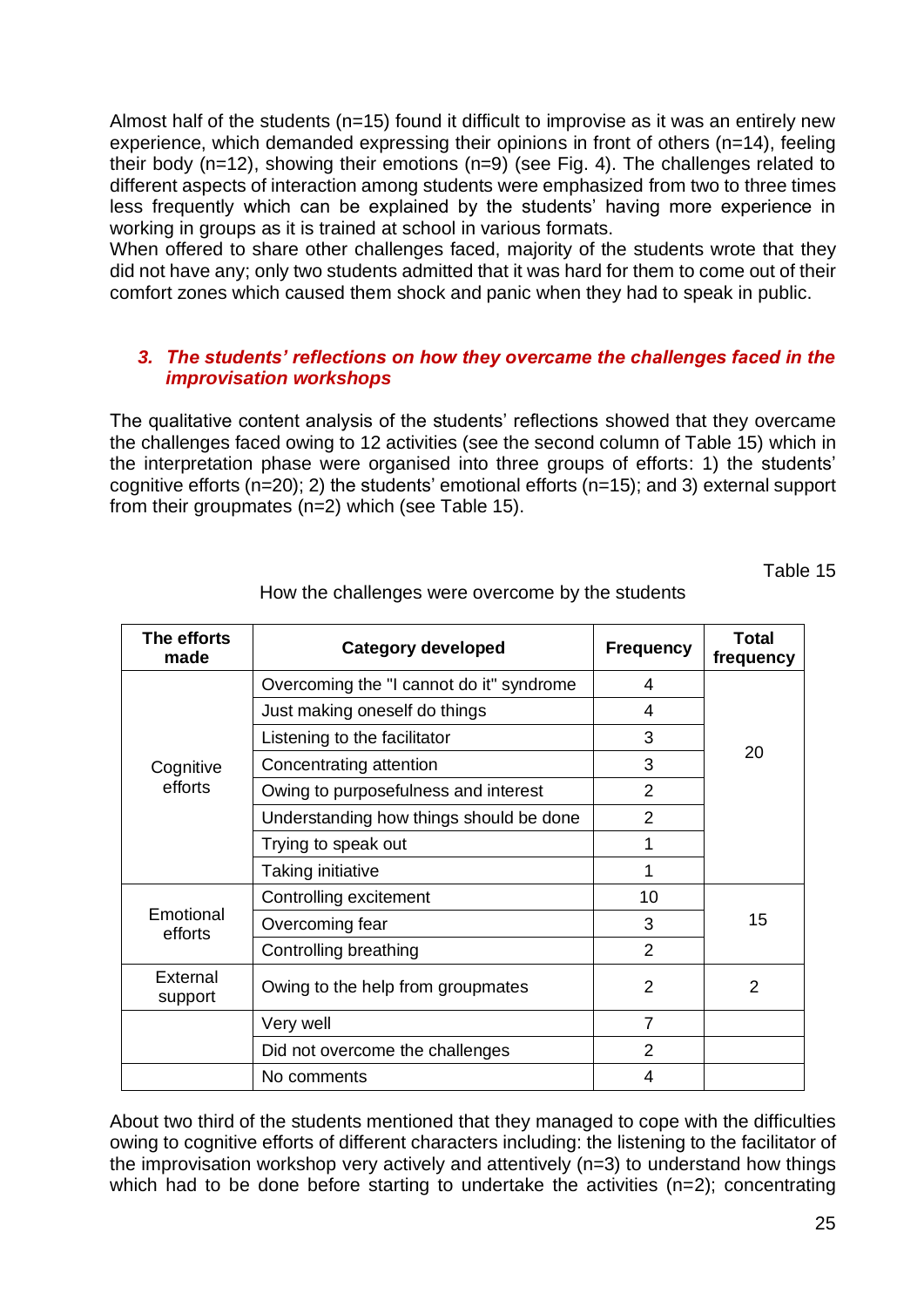Almost half of the students (n=15) found it difficult to improvise as it was an entirely new experience, which demanded expressing their opinions in front of others (n=14), feeling their body (n=12), showing their emotions (n=9) (see Fig. 4). The challenges related to different aspects of interaction among students were emphasized from two to three times less frequently which can be explained by the students' having more experience in working in groups as it is trained at school in various formats.
When offered to share other challenges faced, majority of the students wrote that they did not have any; only two students admitted that it was hard for them to come out of their comfort zones which caused them shock and panic when they had to speak in public.

### 3. *The students' reflections on how they overcame the challenges faced in the improvisation workshops*

The qualitative content analysis of the students' reflections showed that they overcame the challenges faced owing to 12 activities (see the second column of Table 15) which in the interpretation phase were organised into three groups of efforts: 1) the students' cognitive efforts (n=20); 2) the students' emotional efforts (n=15); and 3) external support from their groupmates (n=2) which (see Table 15).

Table 15

How the challenges were overcome by the students

| The efforts made | Category developed | Frequency | Total frequency |
|---|---|---|---|
| Cognitive efforts | Overcoming the "I cannot do it" syndrome | 4 | 20 |
| | Just making oneself do things | 4 | |
| | Listening to the facilitator | 3 | |
| | Concentrating attention | 3 | |
| | Owing to purposefulness and interest | 2 | |
| | Understanding how things should be done | 2 | |
| | Trying to speak out | 1 | |
| | Taking initiative | 1 | |
| Emotional efforts | Controlling excitement | 10 | 15 |
| | Overcoming fear | 3 | |
| | Controlling breathing | 2 | |
| External support | Owing to the help from groupmates | 2 | 2 |
| | Very well | 7 | |
| | Did not overcome the challenges | 2 | |
| | No comments | 4 | |

About two third of the students mentioned that they managed to cope with the difficulties owing to cognitive efforts of different characters including: the listening to the facilitator of the improvisation workshop very actively and attentively (n=3) to understand how things which had to be done before starting to undertake the activities (n=2); concentrating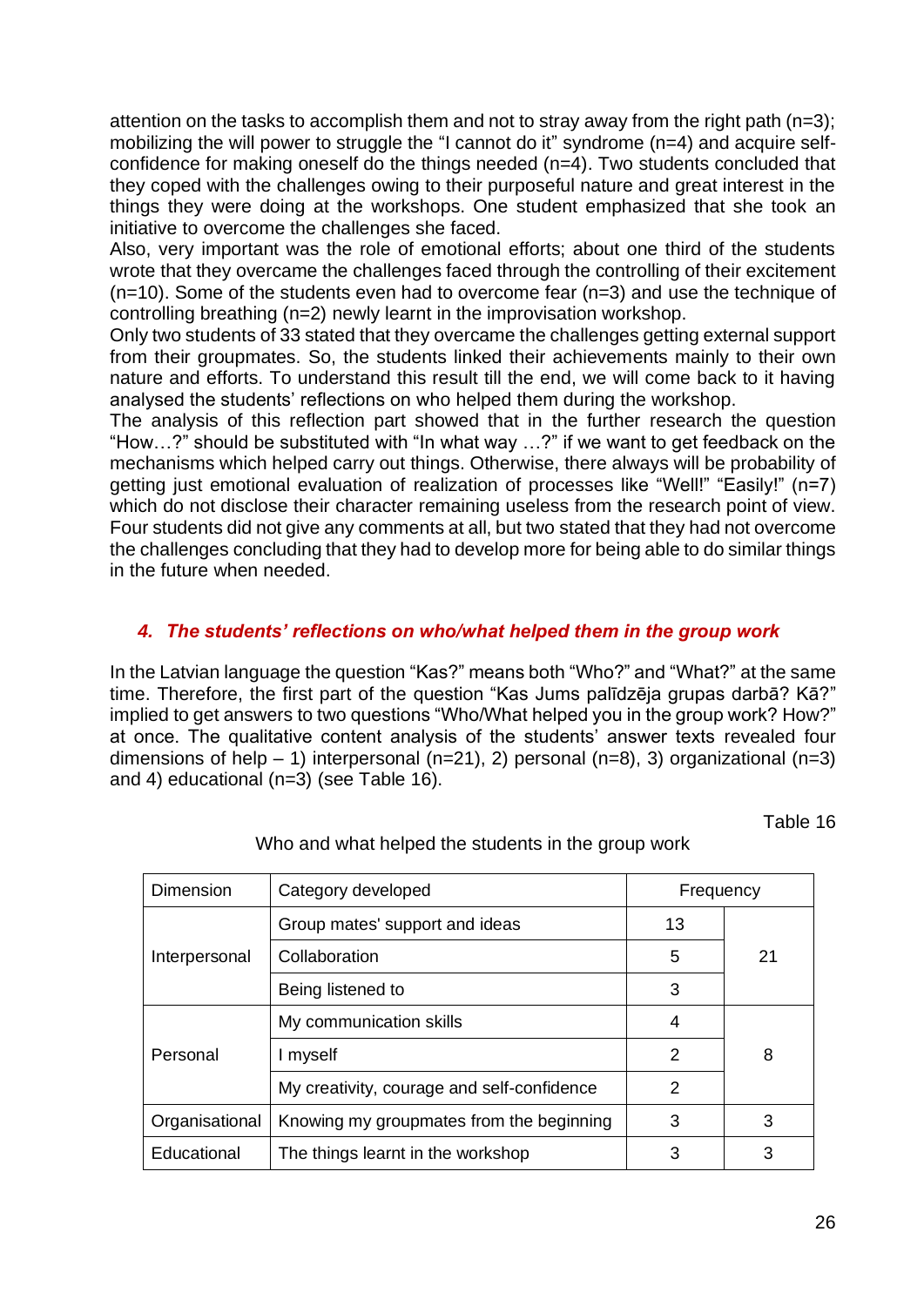attention on the tasks to accomplish them and not to stray away from the right path (n=3); mobilizing the will power to struggle the "I cannot do it" syndrome (n=4) and acquire self-confidence for making oneself do the things needed (n=4). Two students concluded that they coped with the challenges owing to their purposeful nature and great interest in the things they were doing at the workshops. One student emphasized that she took an initiative to overcome the challenges she faced.

Also, very important was the role of emotional efforts; about one third of the students wrote that they overcame the challenges faced through the controlling of their excitement (n=10). Some of the students even had to overcome fear (n=3) and use the technique of controlling breathing (n=2) newly learnt in the improvisation workshop.

Only two students of 33 stated that they overcame the challenges getting external support from their groupmates. So, the students linked their achievements mainly to their own nature and efforts. To understand this result till the end, we will come back to it having analysed the students' reflections on who helped them during the workshop.

The analysis of this reflection part showed that in the further research the question "How…?" should be substituted with "In what way …?" if we want to get feedback on the mechanisms which helped carry out things. Otherwise, there always will be probability of getting just emotional evaluation of realization of processes like "Well!" "Easily!" (n=7) which do not disclose their character remaining useless from the research point of view. Four students did not give any comments at all, but two stated that they had not overcome the challenges concluding that they had to develop more for being able to do similar things in the future when needed.

### *4. The students' reflections on who/what helped them in the group work*

In the Latvian language the question "Kas?" means both "Who?" and "What?" at the same time. Therefore, the first part of the question "Kas Jums palīdzēja grupas darbā? Kā?" implied to get answers to two questions "Who/What helped you in the group work? How?" at once. The qualitative content analysis of the students' answer texts revealed four dimensions of help – 1) interpersonal (n=21), 2) personal (n=8), 3) organizational (n=3) and 4) educational (n=3) (see Table 16).

Table 16

Who and what helped the students in the group work

| Dimension | Category developed | Frequency | |
|---|---|---|---|
| Interpersonal | Group mates' support and ideas | 13 | 21 |
| | Collaboration | 5 | |
| | Being listened to | 3 | |
| Personal | My communication skills | 4 | 8 |
| | I myself | 2 | |
| | My creativity, courage and self-confidence | 2 | |
| Organisational | Knowing my groupmates from the beginning | 3 | 3 |
| Educational | The things learnt in the workshop | 3 | 3 |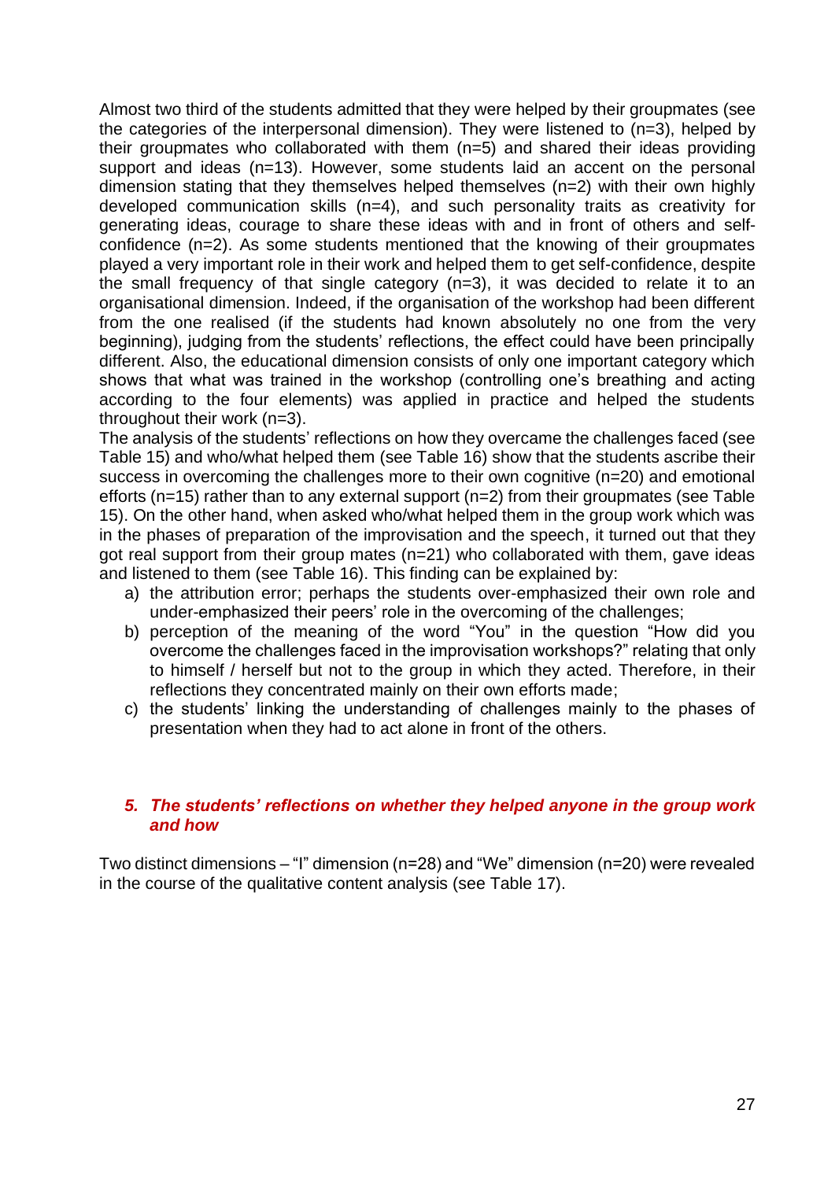Almost two third of the students admitted that they were helped by their groupmates (see the categories of the interpersonal dimension). They were listened to (n=3), helped by their groupmates who collaborated with them (n=5) and shared their ideas providing support and ideas (n=13). However, some students laid an accent on the personal dimension stating that they themselves helped themselves (n=2) with their own highly developed communication skills (n=4), and such personality traits as creativity for generating ideas, courage to share these ideas with and in front of others and self-confidence (n=2). As some students mentioned that the knowing of their groupmates played a very important role in their work and helped them to get self-confidence, despite the small frequency of that single category (n=3), it was decided to relate it to an organisational dimension. Indeed, if the organisation of the workshop had been different from the one realised (if the students had known absolutely no one from the very beginning), judging from the students' reflections, the effect could have been principally different. Also, the educational dimension consists of only one important category which shows that what was trained in the workshop (controlling one's breathing and acting according to the four elements) was applied in practice and helped the students throughout their work (n=3).

The analysis of the students' reflections on how they overcame the challenges faced (see Table 15) and who/what helped them (see Table 16) show that the students ascribe their success in overcoming the challenges more to their own cognitive (n=20) and emotional efforts (n=15) rather than to any external support (n=2) from their groupmates (see Table 15). On the other hand, when asked who/what helped them in the group work which was in the phases of preparation of the improvisation and the speech, it turned out that they got real support from their group mates (n=21) who collaborated with them, gave ideas and listened to them (see Table 16). This finding can be explained by:

a) the attribution error; perhaps the students over-emphasized their own role and under-emphasized their peers' role in the overcoming of the challenges;
b) perception of the meaning of the word "You" in the question "How did you overcome the challenges faced in the improvisation workshops?" relating that only to himself / herself but not to the group in which they acted. Therefore, in their reflections they concentrated mainly on their own efforts made;
c) the students' linking the understanding of challenges mainly to the phases of presentation when they had to act alone in front of the others.

### *5. The students' reflections on whether they helped anyone in the group work and how*

Two distinct dimensions – "I" dimension (n=28) and "We" dimension (n=20) were revealed in the course of the qualitative content analysis (see Table 17).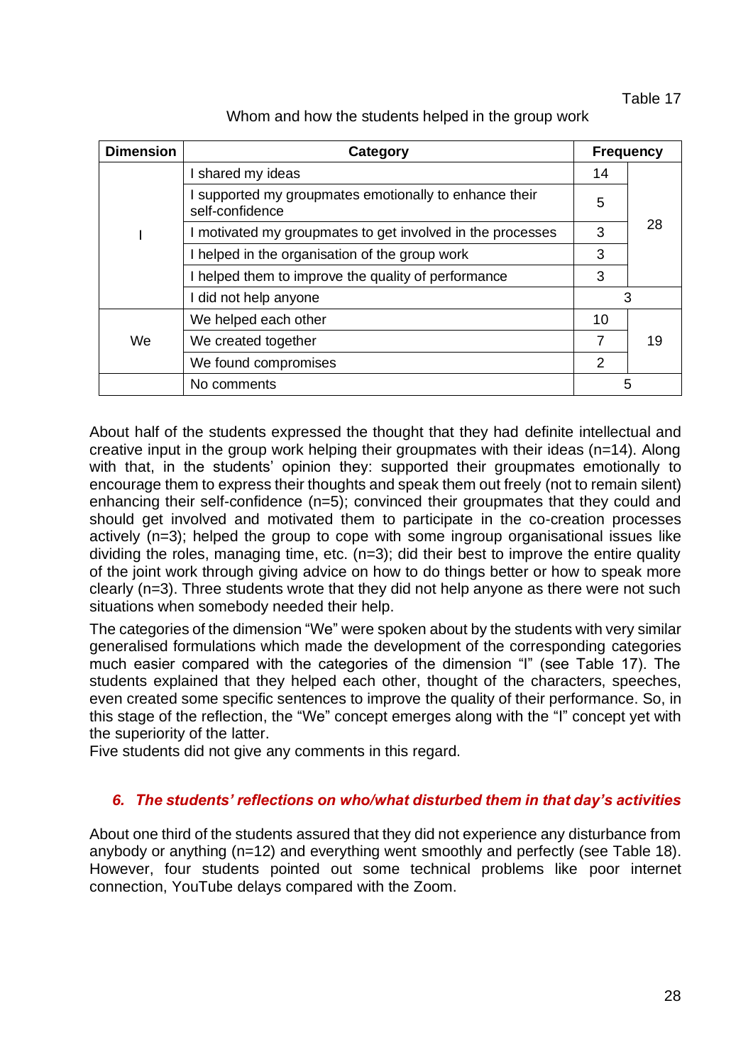Table 17

Whom and how the students helped in the group work

| Dimension | Category | Frequency | |
|---|---|---|---|
| I | I shared my ideas | 14 | 28 |
| | I supported my groupmates emotionally to enhance their self-confidence | 5 | |
| | I motivated my groupmates to get involved in the processes | 3 | |
| | I helped in the organisation of the group work | 3 | |
| | I helped them to improve the quality of performance | 3 | |
| | I did not help anyone | 3 | |
| We | We helped each other | 10 | 19 |
| | We created together | 7 | |
| | We found compromises | 2 | |
| | No comments | 5 | |

About half of the students expressed the thought that they had definite intellectual and creative input in the group work helping their groupmates with their ideas (n=14). Along with that, in the students' opinion they: supported their groupmates emotionally to encourage them to express their thoughts and speak them out freely (not to remain silent) enhancing their self-confidence (n=5); convinced their groupmates that they could and should get involved and motivated them to participate in the co-creation processes actively (n=3); helped the group to cope with some ingroup organisational issues like dividing the roles, managing time, etc. (n=3); did their best to improve the entire quality of the joint work through giving advice on how to do things better or how to speak more clearly (n=3). Three students wrote that they did not help anyone as there were not such situations when somebody needed their help.

The categories of the dimension "We" were spoken about by the students with very similar generalised formulations which made the development of the corresponding categories much easier compared with the categories of the dimension "I" (see Table 17). The students explained that they helped each other, thought of the characters, speeches, even created some specific sentences to improve the quality of their performance. So, in this stage of the reflection, the "We" concept emerges along with the "I" concept yet with the superiority of the latter.

Five students did not give any comments in this regard.

### *6. The students' reflections on who/what disturbed them in that day's activities*

About one third of the students assured that they did not experience any disturbance from anybody or anything (n=12) and everything went smoothly and perfectly (see Table 18). However, four students pointed out some technical problems like poor internet connection, YouTube delays compared with the Zoom.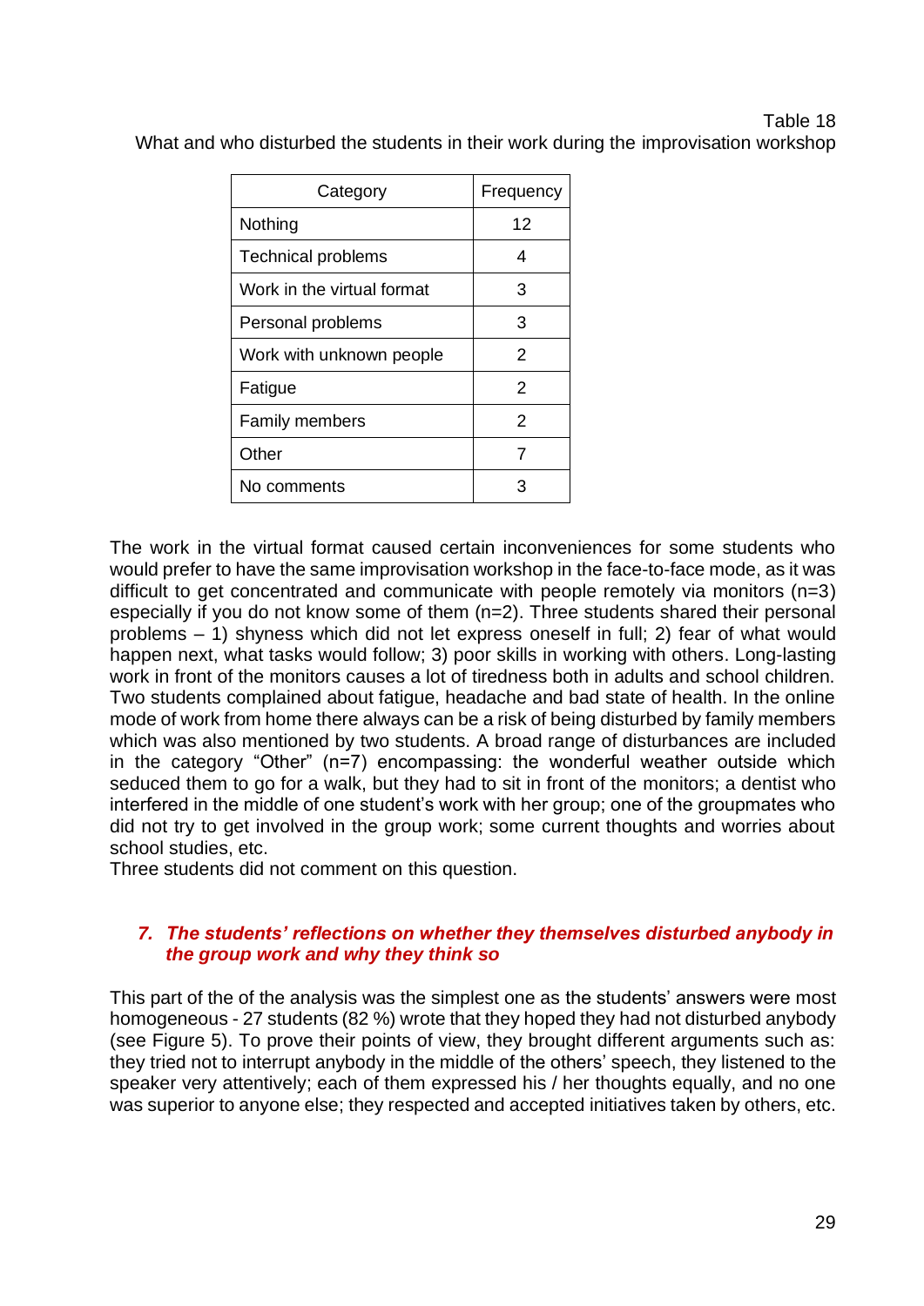Table 18

What and who disturbed the students in their work during the improvisation workshop

| Category | Frequency |
|---|---|
| Nothing | 12 |
| Technical problems | 4 |
| Work in the virtual format | 3 |
| Personal problems | 3 |
| Work with unknown people | 2 |
| Fatigue | 2 |
| Family members | 2 |
| Other | 7 |
| No comments | 3 |

The work in the virtual format caused certain inconveniences for some students who would prefer to have the same improvisation workshop in the face-to-face mode, as it was difficult to get concentrated and communicate with people remotely via monitors (n=3) especially if you do not know some of them (n=2). Three students shared their personal problems – 1) shyness which did not let express oneself in full; 2) fear of what would happen next, what tasks would follow; 3) poor skills in working with others. Long-lasting work in front of the monitors causes a lot of tiredness both in adults and school children. Two students complained about fatigue, headache and bad state of health. In the online mode of work from home there always can be a risk of being disturbed by family members which was also mentioned by two students. A broad range of disturbances are included in the category "Other" (n=7) encompassing: the wonderful weather outside which seduced them to go for a walk, but they had to sit in front of the monitors; a dentist who interfered in the middle of one student's work with her group; one of the groupmates who did not try to get involved in the group work; some current thoughts and worries about school studies, etc.

Three students did not comment on this question.

### *7. The students' reflections on whether they themselves disturbed anybody in the group work and why they think so*

This part of the of the analysis was the simplest one as the students' answers were most homogeneous - 27 students (82 %) wrote that they hoped they had not disturbed anybody (see Figure 5). To prove their points of view, they brought different arguments such as: they tried not to interrupt anybody in the middle of the others' speech, they listened to the speaker very attentively; each of them expressed his / her thoughts equally, and no one was superior to anyone else; they respected and accepted initiatives taken by others, etc.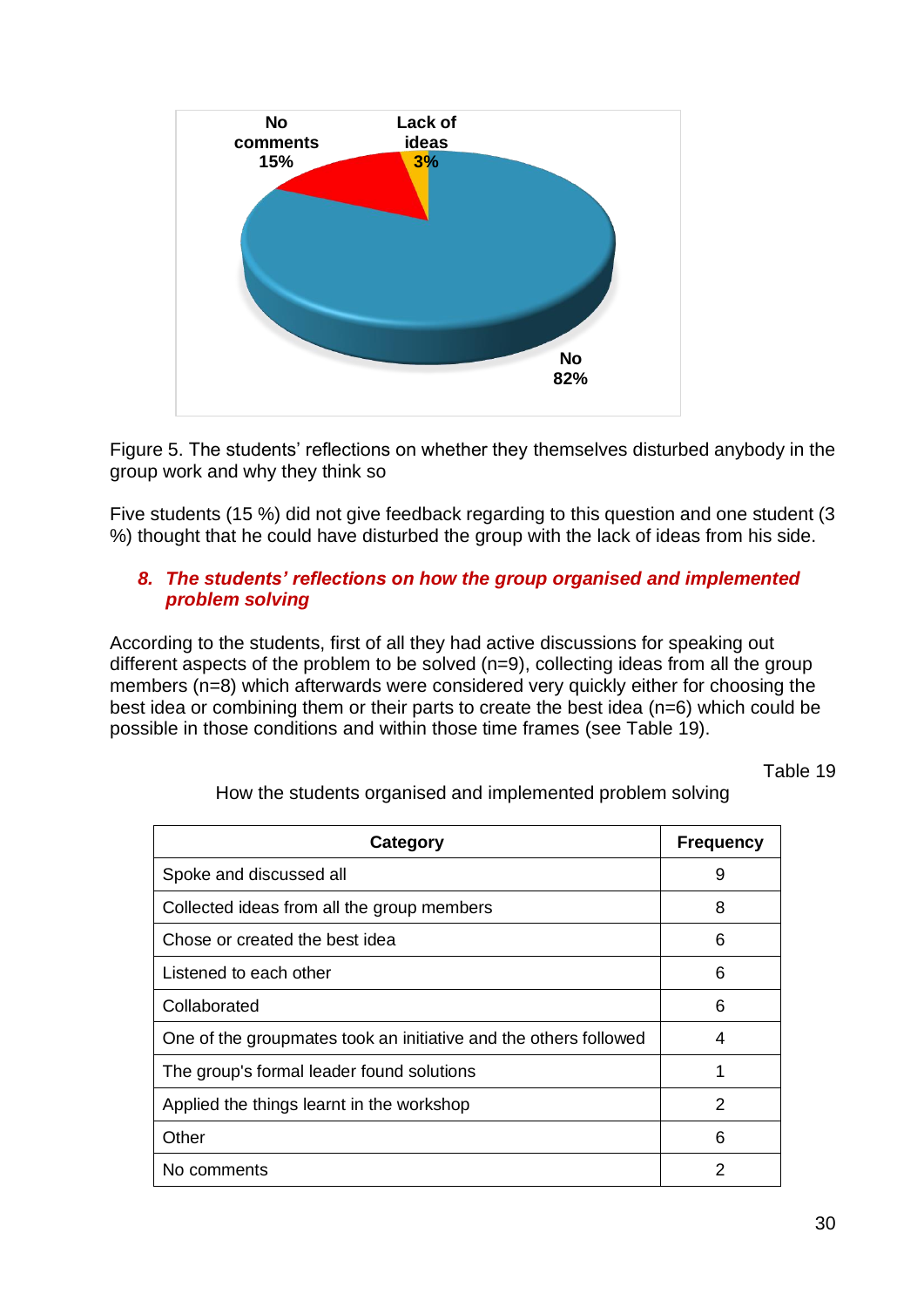Figure 5. The students' reflections on whether they themselves disturbed anybody in the group work and why they think so

Five students (15 %) did not give feedback regarding to this question and one student (3 %) thought that he could have disturbed the group with the lack of ideas from his side.

### *8. The students' reflections on how the group organised and implemented problem solving*

According to the students, first of all they had active discussions for speaking out different aspects of the problem to be solved (n=9), collecting ideas from all the group members (n=8) which afterwards were considered very quickly either for choosing the best idea or combining them or their parts to create the best idea (n=6) which could be possible in those conditions and within those time frames (see Table 19).

Table 19

How the students organised and implemented problem solving

| Category | Frequency |
|---|---|
| Spoke and discussed all | 9 |
| Collected ideas from all the group members | 8 |
| Chose or created the best idea | 6 |
| Listened to each other | 6 |
| Collaborated | 6 |
| One of the groupmates took an initiative and the others followed | 4 |
| The group's formal leader found solutions | 1 |
| Applied the things learnt in the workshop | 2 |
| Other | 6 |
| No comments | 2 |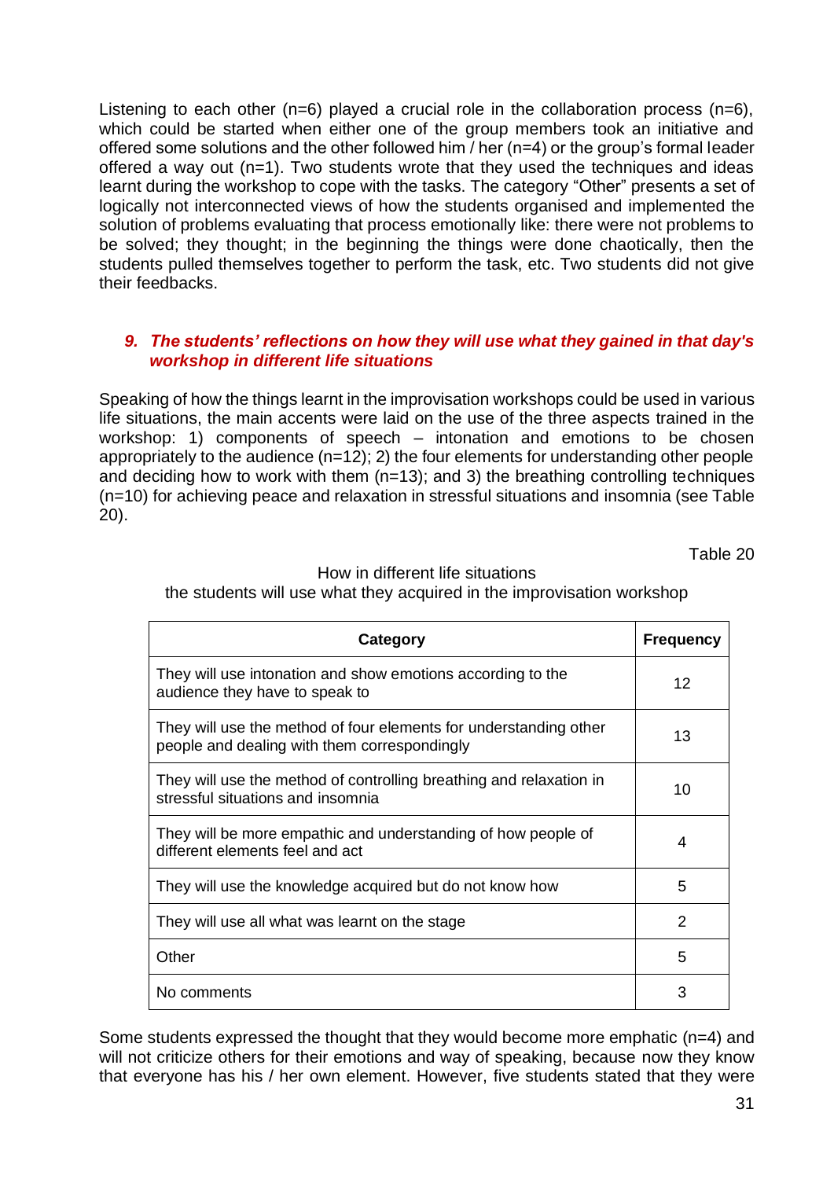Listening to each other (n=6) played a crucial role in the collaboration process (n=6), which could be started when either one of the group members took an initiative and offered some solutions and the other followed him / her (n=4) or the group's formal leader offered a way out (n=1). Two students wrote that they used the techniques and ideas learnt during the workshop to cope with the tasks. The category "Other" presents a set of logically not interconnected views of how the students organised and implemented the solution of problems evaluating that process emotionally like: there were not problems to be solved; they thought; in the beginning the things were done chaotically, then the students pulled themselves together to perform the task, etc. Two students did not give their feedbacks.

### *9. The students' reflections on how they will use what they gained in that day's workshop in different life situations*

Speaking of how the things learnt in the improvisation workshops could be used in various life situations, the main accents were laid on the use of the three aspects trained in the workshop: 1) components of speech – intonation and emotions to be chosen appropriately to the audience (n=12); 2) the four elements for understanding other people and deciding how to work with them (n=13); and 3) the breathing controlling techniques (n=10) for achieving peace and relaxation in stressful situations and insomnia (see Table 20).

Table 20

How in different life situations
the students will use what they acquired in the improvisation workshop

| Category | Frequency |
|---|---|
| They will use intonation and show emotions according to the audience they have to speak to | 12 |
| They will use the method of four elements for understanding other people and dealing with them correspondingly | 13 |
| They will use the method of controlling breathing and relaxation in stressful situations and insomnia | 10 |
| They will be more empathic and understanding of how people of different elements feel and act | 4 |
| They will use the knowledge acquired but do not know how | 5 |
| They will use all what was learnt on the stage | 2 |
| Other | 5 |
| No comments | 3 |

Some students expressed the thought that they would become more emphatic (n=4) and will not criticize others for their emotions and way of speaking, because now they know that everyone has his / her own element. However, five students stated that they were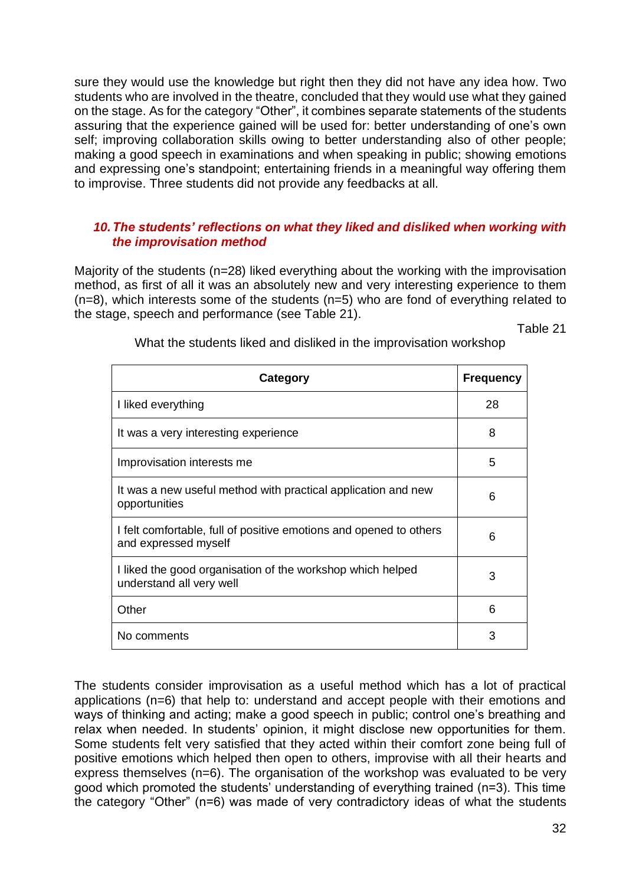sure they would use the knowledge but right then they did not have any idea how. Two students who are involved in the theatre, concluded that they would use what they gained on the stage. As for the category "Other", it combines separate statements of the students assuring that the experience gained will be used for: better understanding of one's own self; improving collaboration skills owing to better understanding also of other people; making a good speech in examinations and when speaking in public; showing emotions and expressing one's standpoint; entertaining friends in a meaningful way offering them to improvise. Three students did not provide any feedbacks at all.

### *10. The students' reflections on what they liked and disliked when working with the improvisation method*

Majority of the students (n=28) liked everything about the working with the improvisation method, as first of all it was an absolutely new and very interesting experience to them (n=8), which interests some of the students (n=5) who are fond of everything related to the stage, speech and performance (see Table 21).

Table 21

What the students liked and disliked in the improvisation workshop

| Category | Frequency |
|---|---|
| I liked everything | 28 |
| It was a very interesting experience | 8 |
| Improvisation interests me | 5 |
| It was a new useful method with practical application and new opportunities | 6 |
| I felt comfortable, full of positive emotions and opened to others and expressed myself | 6 |
| I liked the good organisation of the workshop which helped understand all very well | 3 |
| Other | 6 |
| No comments | 3 |

The students consider improvisation as a useful method which has a lot of practical applications (n=6) that help to: understand and accept people with their emotions and ways of thinking and acting; make a good speech in public; control one's breathing and relax when needed. In students' opinion, it might disclose new opportunities for them. Some students felt very satisfied that they acted within their comfort zone being full of positive emotions which helped then open to others, improvise with all their hearts and express themselves (n=6). The organisation of the workshop was evaluated to be very good which promoted the students' understanding of everything trained (n=3). This time the category "Other" (n=6) was made of very contradictory ideas of what the students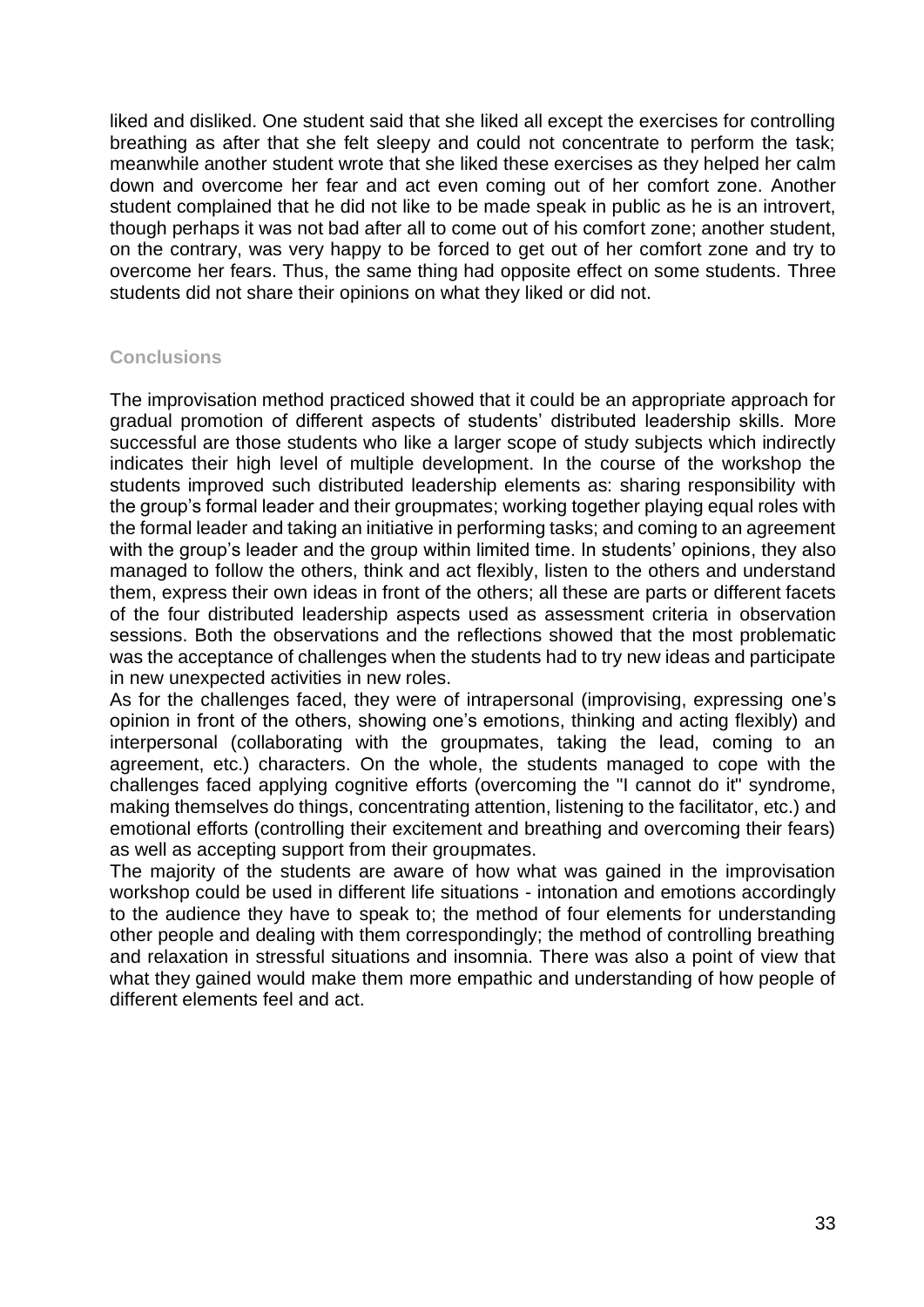liked and disliked. One student said that she liked all except the exercises for controlling breathing as after that she felt sleepy and could not concentrate to perform the task; meanwhile another student wrote that she liked these exercises as they helped her calm down and overcome her fear and act even coming out of her comfort zone. Another student complained that he did not like to be made speak in public as he is an introvert, though perhaps it was not bad after all to come out of his comfort zone; another student, on the contrary, was very happy to be forced to get out of her comfort zone and try to overcome her fears. Thus, the same thing had opposite effect on some students. Three students did not share their opinions on what they liked or did not.

## Conclusions

The improvisation method practiced showed that it could be an appropriate approach for gradual promotion of different aspects of students' distributed leadership skills. More successful are those students who like a larger scope of study subjects which indirectly indicates their high level of multiple development. In the course of the workshop the students improved such distributed leadership elements as: sharing responsibility with the group's formal leader and their groupmates; working together playing equal roles with the formal leader and taking an initiative in performing tasks; and coming to an agreement with the group's leader and the group within limited time. In students' opinions, they also managed to follow the others, think and act flexibly, listen to the others and understand them, express their own ideas in front of the others; all these are parts or different facets of the four distributed leadership aspects used as assessment criteria in observation sessions. Both the observations and the reflections showed that the most problematic was the acceptance of challenges when the students had to try new ideas and participate in new unexpected activities in new roles.

As for the challenges faced, they were of intrapersonal (improvising, expressing one's opinion in front of the others, showing one's emotions, thinking and acting flexibly) and interpersonal (collaborating with the groupmates, taking the lead, coming to an agreement, etc.) characters. On the whole, the students managed to cope with the challenges faced applying cognitive efforts (overcoming the "I cannot do it" syndrome, making themselves do things, concentrating attention, listening to the facilitator, etc.) and emotional efforts (controlling their excitement and breathing and overcoming their fears) as well as accepting support from their groupmates.

The majority of the students are aware of how what was gained in the improvisation workshop could be used in different life situations - intonation and emotions accordingly to the audience they have to speak to; the method of four elements for understanding other people and dealing with them correspondingly; the method of controlling breathing and relaxation in stressful situations and insomnia. There was also a point of view that what they gained would make them more empathic and understanding of how people of different elements feel and act.